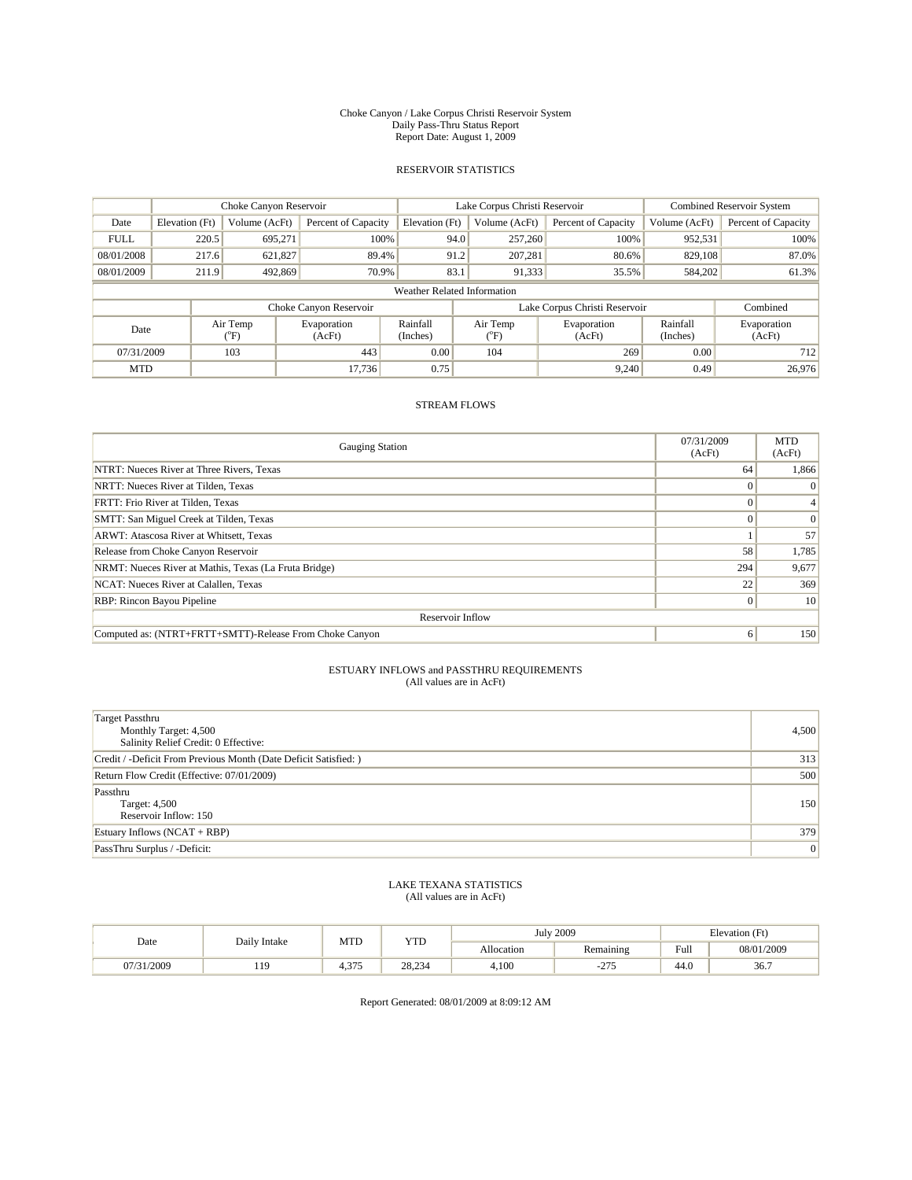Choke Canyon / Lake Corpus Christi Reservoir System
Daily Pass-Thru Status Report
Report Date: August 1, 2009

## RESERVOIR STATISTICS

| | Choke Canyon Reservoir | | | Lake Corpus Christi Reservoir | | | Combined Reservoir System | |
|---|---|---|---|---|---|---|---|---|
| Date | Elevation (Ft) | Volume (AcFt) | Percent of Capacity | Elevation (Ft) | Volume (AcFt) | Percent of Capacity | Volume (AcFt) | Percent of Capacity |
| FULL | 220.5 | 695,271 | 100% | 94.0 | 257,260 | 100% | 952,531 | 100% |
| 08/01/2008 | 217.6 | 621,827 | 89.4% | 91.2 | 207,281 | 80.6% | 829,108 | 87.0% |
| 08/01/2009 | 211.9 | 492,869 | 70.9% | 83.1 | 91,333 | 35.5% | 584,202 | 61.3% |

Weather Related Information

| | Choke Canyon Reservoir | | | Lake Corpus Christi Reservoir | | | Combined |
|---|---|---|---|---|---|---|---|
| Date | Air Temp (°F) | Evaporation (AcFt) | Rainfall (Inches) | Air Temp (°F) | Evaporation (AcFt) | Rainfall (Inches) | Evaporation (AcFt) |
| 07/31/2009 | 103 | 443 | 0.00 | 104 | 269 | 0.00 | 712 |
| MTD | | 17,736 | 0.75 | | 9,240 | 0.49 | 26,976 |

## STREAM FLOWS

| Gauging Station | 07/31/2009 (AcFt) | MTD (AcFt) |
|---|---|---|
| NTRT: Nueces River at Three Rivers, Texas | 64 | 1,866 |
| NRTT: Nueces River at Tilden, Texas | 0 | 0 |
| FRTT: Frio River at Tilden, Texas | 0 | 4 |
| SMTT: San Miguel Creek at Tilden, Texas | 0 | 0 |
| ARWT: Atascosa River at Whitsett, Texas | 1 | 57 |
| Release from Choke Canyon Reservoir | 58 | 1,785 |
| NRMT: Nueces River at Mathis, Texas (La Fruta Bridge) | 294 | 9,677 |
| NCAT: Nueces River at Calallen, Texas | 22 | 369 |
| RBP: Rincon Bayou Pipeline | 0 | 10 |
| Reservoir Inflow | | |
| Computed as: (NTRT+FRTT+SMTT)-Release From Choke Canyon | 6 | 150 |

## ESTUARY INFLOWS and PASSTHRU REQUIREMENTS
(All values are in AcFt)

| | |
|---|---|
| Target Passthru<br>Monthly Target: 4,500<br>Salinity Relief Credit: 0 Effective: | 4,500 |
| Credit / -Deficit From Previous Month (Date Deficit Satisfied: ) | 313 |
| Return Flow Credit (Effective: 07/01/2009) | 500 |
| Passthru<br>Target: 4,500<br>Reservoir Inflow: 150 | 150 |
| Estuary Inflows (NCAT + RBP) | 379 |
| PassThru Surplus / -Deficit: | 0 |

## LAKE TEXANA STATISTICS
(All values are in AcFt)

| Date | Daily Intake | MTD | YTD | July 2009 | | Elevation (Ft) | |
|---|---|---|---|---|---|---|---|
| | | | | Allocation | Remaining | Full | 08/01/2009 |
| 07/31/2009 | 119 | 4,375 | 28,234 | 4,100 | -275 | 44.0 | 36.7 |

Report Generated: 08/01/2009 at 8:09:12 AM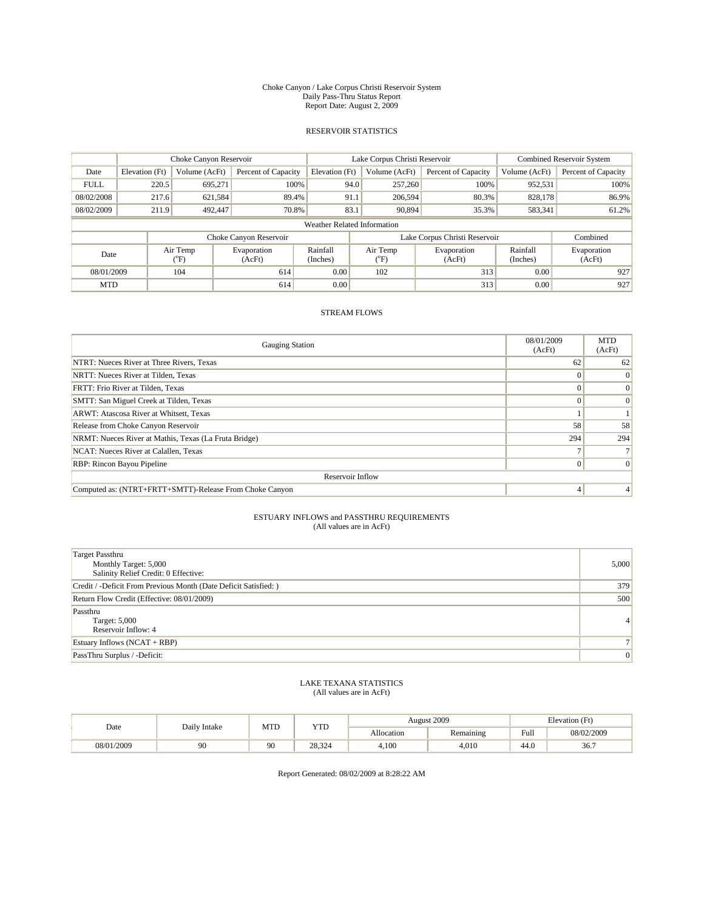Choke Canyon / Lake Corpus Christi Reservoir System
Daily Pass-Thru Status Report
Report Date: August 2, 2009

## RESERVOIR STATISTICS

| | Choke Canyon Reservoir | | | Lake Corpus Christi Reservoir | | | Combined Reservoir System | |
|---|---|---|---|---|---|---|---|---|
| Date | Elevation (Ft) | Volume (AcFt) | Percent of Capacity | Elevation (Ft) | Volume (AcFt) | Percent of Capacity | Volume (AcFt) | Percent of Capacity |
| FULL | 220.5 | 695,271 | 100% | 94.0 | 257,260 | 100% | 952,531 | 100% |
| 08/02/2008 | 217.6 | 621,584 | 89.4% | 91.1 | 206,594 | 80.3% | 828,178 | 86.9% |
| 08/02/2009 | 211.9 | 492,447 | 70.8% | 83.1 | 90,894 | 35.3% | 583,341 | 61.2% |

Weather Related Information

| | Choke Canyon Reservoir | | | Lake Corpus Christi Reservoir | | | Combined |
|---|---|---|---|---|---|---|---|
| Date | Air Temp (°F) | Evaporation (AcFt) | Rainfall (Inches) | Air Temp (°F) | Evaporation (AcFt) | Rainfall (Inches) | Evaporation (AcFt) |
| 08/01/2009 | 104 | 614 | 0.00 | 102 | 313 | 0.00 | 927 |
| MTD | | 614 | 0.00 | | 313 | 0.00 | 927 |

## STREAM FLOWS

| Gauging Station | 08/01/2009 (AcFt) | MTD (AcFt) |
|---|---|---|
| NTRT: Nueces River at Three Rivers, Texas | 62 | 62 |
| NRTT: Nueces River at Tilden, Texas | 0 | 0 |
| FRTT: Frio River at Tilden, Texas | 0 | 0 |
| SMTT: San Miguel Creek at Tilden, Texas | 0 | 0 |
| ARWT: Atascosa River at Whitsett, Texas | 1 | 1 |
| Release from Choke Canyon Reservoir | 58 | 58 |
| NRMT: Nueces River at Mathis, Texas (La Fruta Bridge) | 294 | 294 |
| NCAT: Nueces River at Calallen, Texas | 7 | 7 |
| RBP: Rincon Bayou Pipeline | 0 | 0 |
| Reservoir Inflow | | |
| Computed as: (NTRT+FRTT+SMTT)-Release From Choke Canyon | 4 | 4 |

## ESTUARY INFLOWS and PASSTHRU REQUIREMENTS
(All values are in AcFt)

| | |
|---|---|
| Target Passthru<br>Monthly Target: 5,000<br>Salinity Relief Credit: 0 Effective: | 5,000 |
| Credit / -Deficit From Previous Month (Date Deficit Satisfied: ) | 379 |
| Return Flow Credit (Effective: 08/01/2009) | 500 |
| Passthru<br>Target: 5,000<br>Reservoir Inflow: 4 | 4 |
| Estuary Inflows (NCAT + RBP) | 7 |
| PassThru Surplus / -Deficit: | 0 |

## LAKE TEXANA STATISTICS
(All values are in AcFt)

| Date | Daily Intake | MTD | YTD | August 2009 | | Elevation (Ft) | |
|---|---|---|---|---|---|---|---|
| | | | | Allocation | Remaining | Full | 08/02/2009 |
| 08/01/2009 | 90 | 90 | 28,324 | 4,100 | 4,010 | 44.0 | 36.7 |

Report Generated: 08/02/2009 at 8:28:22 AM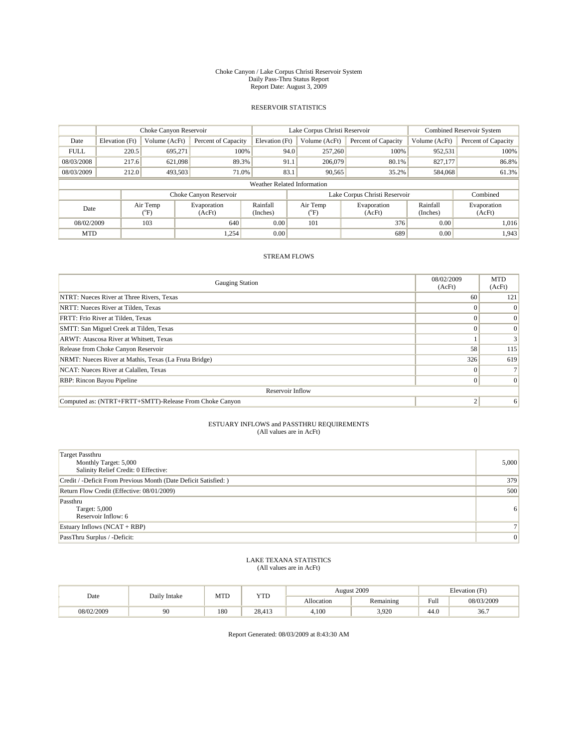Choke Canyon / Lake Corpus Christi Reservoir System
Daily Pass-Thru Status Report
Report Date: August 3, 2009

## RESERVOIR STATISTICS

| | Choke Canyon Reservoir | | | Lake Corpus Christi Reservoir | | | Combined Reservoir System | |
|---|---|---|---|---|---|---|---|---|
| Date | Elevation (Ft) | Volume (AcFt) | Percent of Capacity | Elevation (Ft) | Volume (AcFt) | Percent of Capacity | Volume (AcFt) | Percent of Capacity |
| FULL | 220.5 | 695,271 | 100% | 94.0 | 257,260 | 100% | 952,531 | 100% |
| 08/03/2008 | 217.6 | 621,098 | 89.3% | 91.1 | 206,079 | 80.1% | 827,177 | 86.8% |
| 08/03/2009 | 212.0 | 493,503 | 71.0% | 83.1 | 90,565 | 35.2% | 584,068 | 61.3% |

Weather Related Information

| | Choke Canyon Reservoir | | | Lake Corpus Christi Reservoir | | | Combined |
|---|---|---|---|---|---|---|---|
| Date | Air Temp (°F) | Evaporation (AcFt) | Rainfall (Inches) | Air Temp (°F) | Evaporation (AcFt) | Rainfall (Inches) | Evaporation (AcFt) |
| 08/02/2009 | 103 | 640 | 0.00 | 101 | 376 | 0.00 | 1,016 |
| MTD | | 1,254 | 0.00 | | 689 | 0.00 | 1,943 |

## STREAM FLOWS

| Gauging Station | 08/02/2009 (AcFt) | MTD (AcFt) |
|---|---|---|
| NTRT: Nueces River at Three Rivers, Texas | 60 | 121 |
| NRTT: Nueces River at Tilden, Texas | 0 | 0 |
| FRTT: Frio River at Tilden, Texas | 0 | 0 |
| SMTT: San Miguel Creek at Tilden, Texas | 0 | 0 |
| ARWT: Atascosa River at Whitsett, Texas | 1 | 3 |
| Release from Choke Canyon Reservoir | 58 | 115 |
| NRMT: Nueces River at Mathis, Texas (La Fruta Bridge) | 326 | 619 |
| NCAT: Nueces River at Calallen, Texas | 0 | 7 |
| RBP: Rincon Bayou Pipeline | 0 | 0 |
| Reservoir Inflow | | |
| Computed as: (NTRT+FRTT+SMTT)-Release From Choke Canyon | 2 | 6 |

## ESTUARY INFLOWS and PASSTHRU REQUIREMENTS
(All values are in AcFt)

| | |
|---|---|
| Target Passthru<br>Monthly Target: 5,000<br>Salinity Relief Credit: 0 Effective: | 5,000 |
| Credit / -Deficit From Previous Month (Date Deficit Satisfied: ) | 379 |
| Return Flow Credit (Effective: 08/01/2009) | 500 |
| Passthru<br>Target: 5,000<br>Reservoir Inflow: 6 | 6 |
| Estuary Inflows (NCAT + RBP) | 7 |
| PassThru Surplus / -Deficit: | 0 |

## LAKE TEXANA STATISTICS
(All values are in AcFt)

| Date | Daily Intake | MTD | YTD | August 2009 | | Elevation (Ft) | |
|---|---|---|---|---|---|---|---|
| | | | | Allocation | Remaining | Full | 08/03/2009 |
| 08/02/2009 | 90 | 180 | 28,413 | 4,100 | 3,920 | 44.0 | 36.7 |

Report Generated: 08/03/2009 at 8:43:30 AM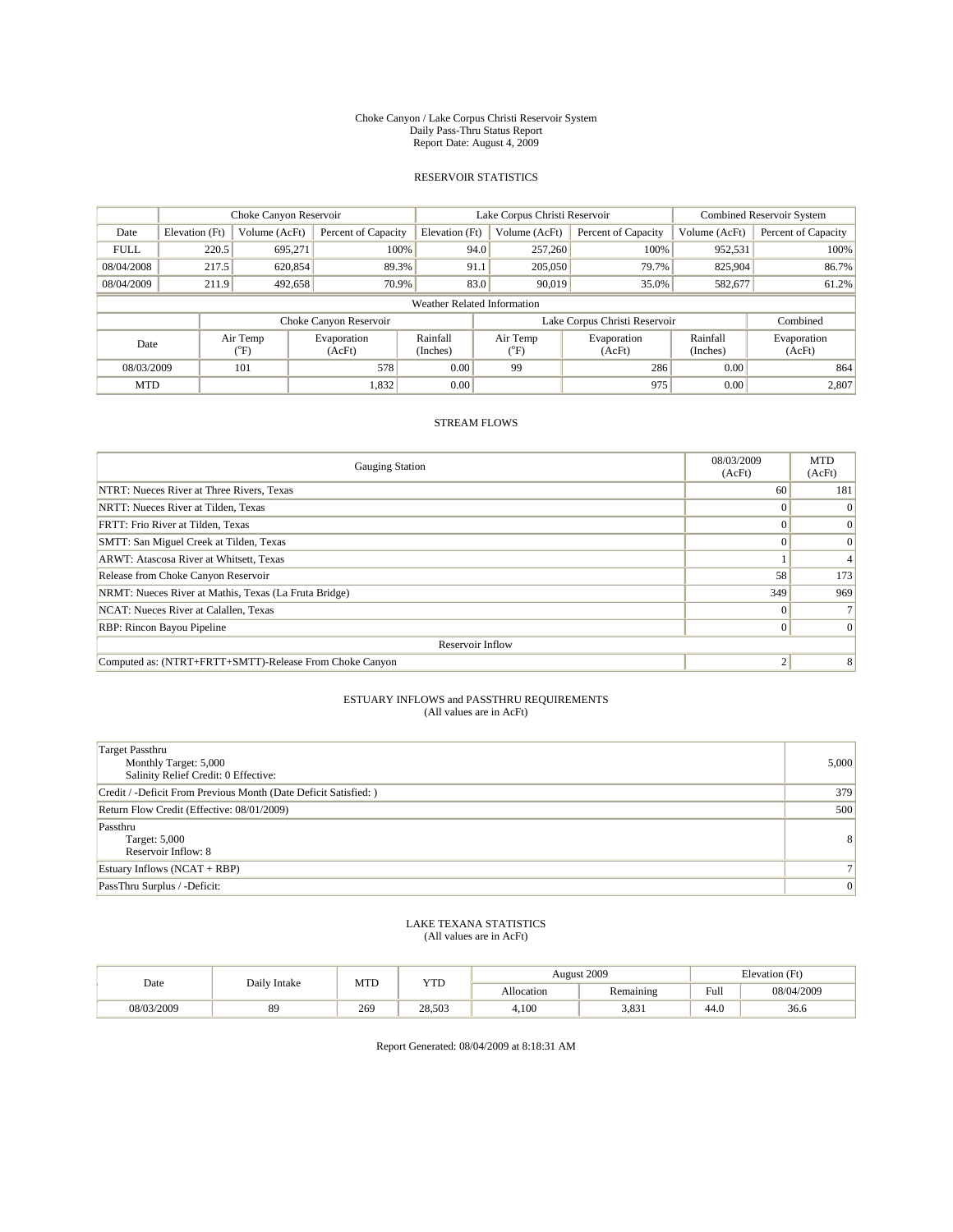Choke Canyon / Lake Corpus Christi Reservoir System
Daily Pass-Thru Status Report
Report Date: August 4, 2009

## RESERVOIR STATISTICS

| | Choke Canyon Reservoir | | | Lake Corpus Christi Reservoir | | | Combined Reservoir System | |
|---|---|---|---|---|---|---|---|---|
| Date | Elevation (Ft) | Volume (AcFt) | Percent of Capacity | Elevation (Ft) | Volume (AcFt) | Percent of Capacity | Volume (AcFt) | Percent of Capacity |
| FULL | 220.5 | 695,271 | 100% | 94.0 | 257,260 | 100% | 952,531 | 100% |
| 08/04/2008 | 217.5 | 620,854 | 89.3% | 91.1 | 205,050 | 79.7% | 825,904 | 86.7% |
| 08/04/2009 | 211.9 | 492,658 | 70.9% | 83.0 | 90,019 | 35.0% | 582,677 | 61.2% |

Weather Related Information

| | Choke Canyon Reservoir | | | Lake Corpus Christi Reservoir | | | Combined |
|---|---|---|---|---|---|---|---|
| Date | Air Temp (°F) | Evaporation (AcFt) | Rainfall (Inches) | Air Temp (°F) | Evaporation (AcFt) | Rainfall (Inches) | Evaporation (AcFt) |
| 08/03/2009 | 101 | 578 | 0.00 | 99 | 286 | 0.00 | 864 |
| MTD | | 1,832 | 0.00 | | 975 | 0.00 | 2,807 |

## STREAM FLOWS

| Gauging Station | 08/03/2009 (AcFt) | MTD (AcFt) |
|---|---|---|
| NTRT: Nueces River at Three Rivers, Texas | 60 | 181 |
| NRTT: Nueces River at Tilden, Texas | 0 | 0 |
| FRTT: Frio River at Tilden, Texas | 0 | 0 |
| SMTT: San Miguel Creek at Tilden, Texas | 0 | 0 |
| ARWT: Atascosa River at Whitsett, Texas | 1 | 4 |
| Release from Choke Canyon Reservoir | 58 | 173 |
| NRMT: Nueces River at Mathis, Texas (La Fruta Bridge) | 349 | 969 |
| NCAT: Nueces River at Calallen, Texas | 0 | 7 |
| RBP: Rincon Bayou Pipeline | 0 | 0 |
| Reservoir Inflow | | |
| Computed as: (NTRT+FRTT+SMTT)-Release From Choke Canyon | 2 | 8 |

## ESTUARY INFLOWS and PASSTHRU REQUIREMENTS
(All values are in AcFt)

| | |
|---|---|
| Target Passthru<br>Monthly Target: 5,000<br>Salinity Relief Credit: 0 Effective: | 5,000 |
| Credit / -Deficit From Previous Month (Date Deficit Satisfied: ) | 379 |
| Return Flow Credit (Effective: 08/01/2009) | 500 |
| Passthru<br>Target: 5,000<br>Reservoir Inflow: 8 | 8 |
| Estuary Inflows (NCAT + RBP) | 7 |
| PassThru Surplus / -Deficit: | 0 |

## LAKE TEXANA STATISTICS
(All values are in AcFt)

| Date | Daily Intake | MTD | YTD | August 2009 | | Elevation (Ft) | |
|---|---|---|---|---|---|---|---|
| | | | | Allocation | Remaining | Full | 08/04/2009 |
| 08/03/2009 | 89 | 269 | 28,503 | 4,100 | 3,831 | 44.0 | 36.6 |

Report Generated: 08/04/2009 at 8:18:31 AM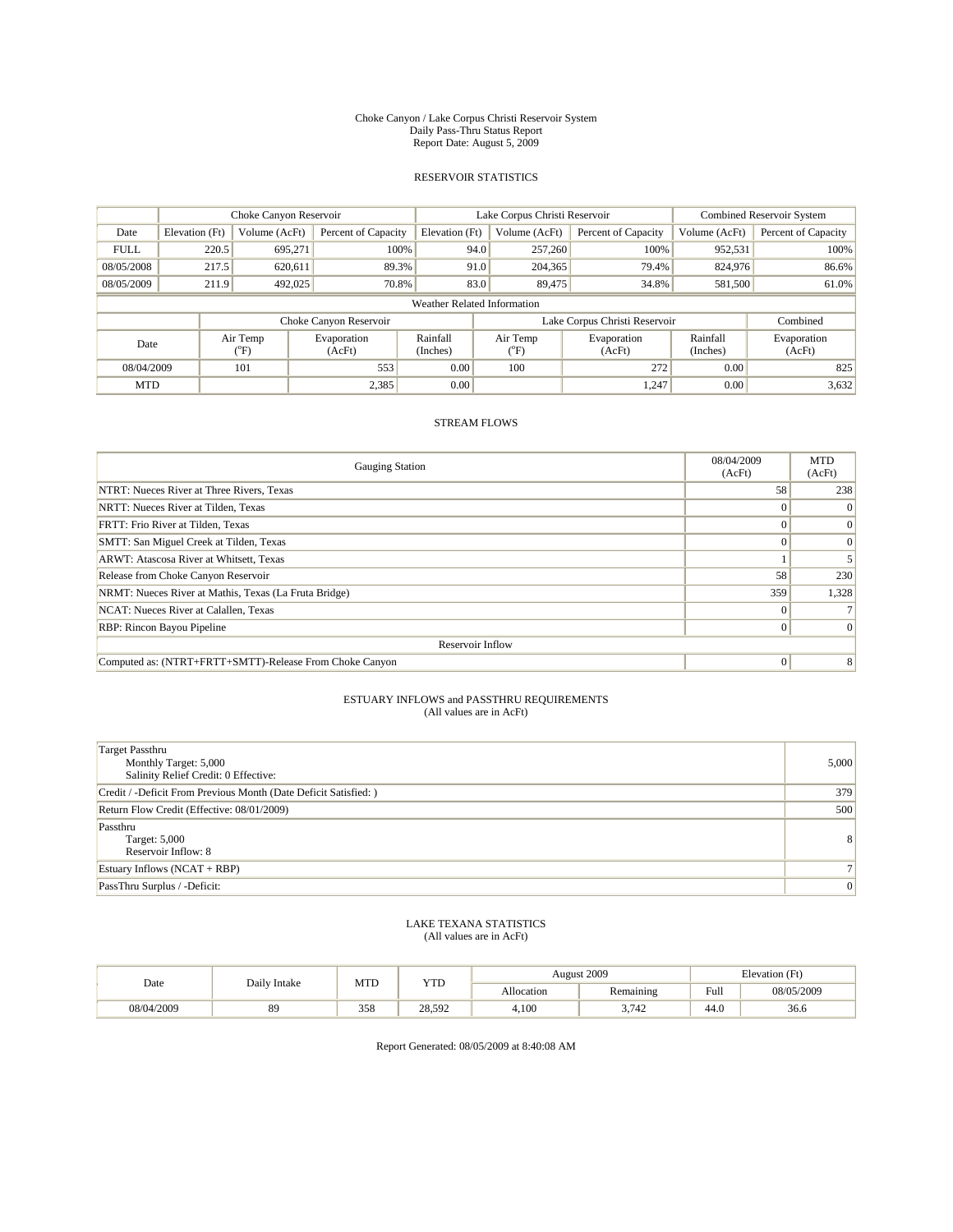Choke Canyon / Lake Corpus Christi Reservoir System
Daily Pass-Thru Status Report
Report Date: August 5, 2009

## RESERVOIR STATISTICS

| | Choke Canyon Reservoir | | | Lake Corpus Christi Reservoir | | | Combined Reservoir System | |
|---|---|---|---|---|---|---|---|---|
| Date | Elevation (Ft) | Volume (AcFt) | Percent of Capacity | Elevation (Ft) | Volume (AcFt) | Percent of Capacity | Volume (AcFt) | Percent of Capacity |
| FULL | 220.5 | 695,271 | 100% | 94.0 | 257,260 | 100% | 952,531 | 100% |
| 08/05/2008 | 217.5 | 620,611 | 89.3% | 91.0 | 204,365 | 79.4% | 824,976 | 86.6% |
| 08/05/2009 | 211.9 | 492,025 | 70.8% | 83.0 | 89,475 | 34.8% | 581,500 | 61.0% |

Weather Related Information

| | Choke Canyon Reservoir | | | Lake Corpus Christi Reservoir | | | Combined |
|---|---|---|---|---|---|---|---|
| Date | Air Temp (°F) | Evaporation (AcFt) | Rainfall (Inches) | Air Temp (°F) | Evaporation (AcFt) | Rainfall (Inches) | Evaporation (AcFt) |
| 08/04/2009 | 101 | 553 | 0.00 | 100 | 272 | 0.00 | 825 |
| MTD | | 2,385 | 0.00 | | 1,247 | 0.00 | 3,632 |

## STREAM FLOWS

| Gauging Station | 08/04/2009 (AcFt) | MTD (AcFt) |
|---|---|---|
| NTRT: Nueces River at Three Rivers, Texas | 58 | 238 |
| NRTT: Nueces River at Tilden, Texas | 0 | 0 |
| FRTT: Frio River at Tilden, Texas | 0 | 0 |
| SMTT: San Miguel Creek at Tilden, Texas | 0 | 0 |
| ARWT: Atascosa River at Whitsett, Texas | 1 | 5 |
| Release from Choke Canyon Reservoir | 58 | 230 |
| NRMT: Nueces River at Mathis, Texas (La Fruta Bridge) | 359 | 1,328 |
| NCAT: Nueces River at Calallen, Texas | 0 | 7 |
| RBP: Rincon Bayou Pipeline | 0 | 0 |
| Reservoir Inflow | | |
| Computed as: (NTRT+FRTT+SMTT)-Release From Choke Canyon | 0 | 8 |

## ESTUARY INFLOWS and PASSTHRU REQUIREMENTS
(All values are in AcFt)

| | |
|---|---|
| Target Passthru<br>Monthly Target: 5,000<br>Salinity Relief Credit: 0 Effective: | 5,000 |
| Credit / -Deficit From Previous Month (Date Deficit Satisfied: ) | 379 |
| Return Flow Credit (Effective: 08/01/2009) | 500 |
| Passthru<br>Target: 5,000<br>Reservoir Inflow: 8 | 8 |
| Estuary Inflows (NCAT + RBP) | 7 |
| PassThru Surplus / -Deficit: | 0 |

## LAKE TEXANA STATISTICS
(All values are in AcFt)

| Date | Daily Intake | MTD | YTD | August 2009 | | Elevation (Ft) | |
|---|---|---|---|---|---|---|---|
| | | | | Allocation | Remaining | Full | 08/05/2009 |
| 08/04/2009 | 89 | 358 | 28,592 | 4,100 | 3,742 | 44.0 | 36.6 |

Report Generated: 08/05/2009 at 8:40:08 AM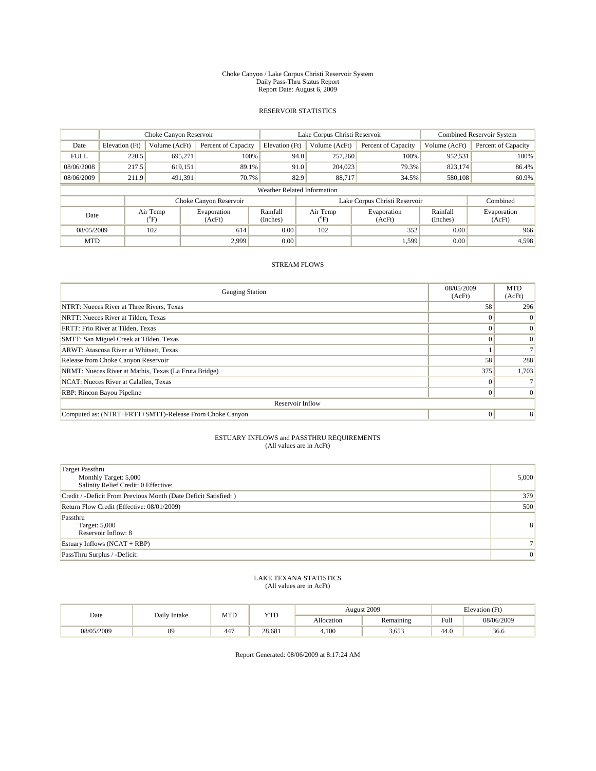Choke Canyon / Lake Corpus Christi Reservoir System
Daily Pass-Thru Status Report
Report Date: August 6, 2009

## RESERVOIR STATISTICS

| | Choke Canyon Reservoir | | | Lake Corpus Christi Reservoir | | | Combined Reservoir System | |
|---|---|---|---|---|---|---|---|---|
| Date | Elevation (Ft) | Volume (AcFt) | Percent of Capacity | Elevation (Ft) | Volume (AcFt) | Percent of Capacity | Volume (AcFt) | Percent of Capacity |
| FULL | 220.5 | 695,271 | 100% | 94.0 | 257,260 | 100% | 952,531 | 100% |
| 08/06/2008 | 217.5 | 619,151 | 89.1% | 91.0 | 204,023 | 79.3% | 823,174 | 86.4% |
| 08/06/2009 | 211.9 | 491,391 | 70.7% | 82.9 | 88,717 | 34.5% | 580,108 | 60.9% |

**Weather Related Information**

| | Choke Canyon Reservoir | | | Lake Corpus Christi Reservoir | | | Combined |
|---|---|---|---|---|---|---|---|
| Date | Air Temp (°F) | Evaporation (AcFt) | Rainfall (Inches) | Air Temp (°F) | Evaporation (AcFt) | Rainfall (Inches) | Evaporation (AcFt) |
| 08/05/2009 | 102 | 614 | 0.00 | 102 | 352 | 0.00 | 966 |
| MTD | | 2,999 | 0.00 | | 1,599 | 0.00 | 4,598 |

## STREAM FLOWS

| Gauging Station | 08/05/2009 (AcFt) | MTD (AcFt) |
|---|---|---|
| NTRT: Nueces River at Three Rivers, Texas | 58 | 296 |
| NRTT: Nueces River at Tilden, Texas | 0 | 0 |
| FRTT: Frio River at Tilden, Texas | 0 | 0 |
| SMTT: San Miguel Creek at Tilden, Texas | 0 | 0 |
| ARWT: Atascosa River at Whitsett, Texas | 1 | 7 |
| Release from Choke Canyon Reservoir | 58 | 288 |
| NRMT: Nueces River at Mathis, Texas (La Fruta Bridge) | 375 | 1,703 |
| NCAT: Nueces River at Calallen, Texas | 0 | 7 |
| RBP: Rincon Bayou Pipeline | 0 | 0 |
| **Reservoir Inflow** | | |
| Computed as: (NTRT+FRTT+SMTT)-Release From Choke Canyon | 0 | 8 |

## ESTUARY INFLOWS and PASSTHRU REQUIREMENTS
(All values are in AcFt)

| | |
|---|---|
| Target Passthru<br>Monthly Target: 5,000<br>Salinity Relief Credit: 0 Effective: | 5,000 |
| Credit / -Deficit From Previous Month (Date Deficit Satisfied: ) | 379 |
| Return Flow Credit (Effective: 08/01/2009) | 500 |
| Passthru<br>Target: 5,000<br>Reservoir Inflow: 8 | 8 |
| Estuary Inflows (NCAT + RBP) | 7 |
| PassThru Surplus / -Deficit: | 0 |

## LAKE TEXANA STATISTICS
(All values are in AcFt)

| Date | Daily Intake | MTD | YTD | August 2009 | | Elevation (Ft) | |
|---|---|---|---|---|---|---|---|
| | | | | Allocation | Remaining | Full | 08/06/2009 |
| 08/05/2009 | 89 | 447 | 28,681 | 4,100 | 3,653 | 44.0 | 36.6 |

Report Generated: 08/06/2009 at 8:17:24 AM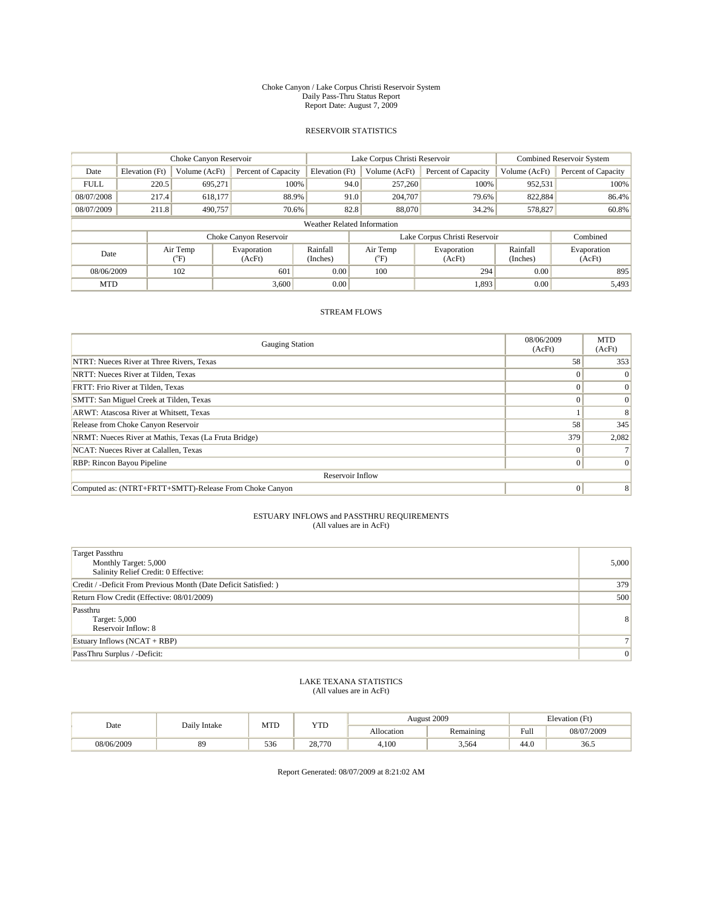Choke Canyon / Lake Corpus Christi Reservoir System
Daily Pass-Thru Status Report
Report Date: August 7, 2009

## RESERVOIR STATISTICS

| | Choke Canyon Reservoir | | | Lake Corpus Christi Reservoir | | | Combined Reservoir System | |
|---|---|---|---|---|---|---|---|---|
| Date | Elevation (Ft) | Volume (AcFt) | Percent of Capacity | Elevation (Ft) | Volume (AcFt) | Percent of Capacity | Volume (AcFt) | Percent of Capacity |
| FULL | 220.5 | 695,271 | 100% | 94.0 | 257,260 | 100% | 952,531 | 100% |
| 08/07/2008 | 217.4 | 618,177 | 88.9% | 91.0 | 204,707 | 79.6% | 822,884 | 86.4% |
| 08/07/2009 | 211.8 | 490,757 | 70.6% | 82.8 | 88,070 | 34.2% | 578,827 | 60.8% |

Weather Related Information

| | Choke Canyon Reservoir | | | Lake Corpus Christi Reservoir | | | Combined |
|---|---|---|---|---|---|---|---|
| Date | Air Temp (°F) | Evaporation (AcFt) | Rainfall (Inches) | Air Temp (°F) | Evaporation (AcFt) | Rainfall (Inches) | Evaporation (AcFt) |
| 08/06/2009 | 102 | 601 | 0.00 | 100 | 294 | 0.00 | 895 |
| MTD | | 3,600 | 0.00 | | 1,893 | 0.00 | 5,493 |

## STREAM FLOWS

| Gauging Station | 08/06/2009 (AcFt) | MTD (AcFt) |
|---|---|---|
| NTRT: Nueces River at Three Rivers, Texas | 58 | 353 |
| NRTT: Nueces River at Tilden, Texas | 0 | 0 |
| FRTT: Frio River at Tilden, Texas | 0 | 0 |
| SMTT: San Miguel Creek at Tilden, Texas | 0 | 0 |
| ARWT: Atascosa River at Whitsett, Texas | 1 | 8 |
| Release from Choke Canyon Reservoir | 58 | 345 |
| NRMT: Nueces River at Mathis, Texas (La Fruta Bridge) | 379 | 2,082 |
| NCAT: Nueces River at Calallen, Texas | 0 | 7 |
| RBP: Rincon Bayou Pipeline | 0 | 0 |
| Reservoir Inflow | | |
| Computed as: (NTRT+FRTT+SMTT)-Release From Choke Canyon | 0 | 8 |

## ESTUARY INFLOWS and PASSTHRU REQUIREMENTS
(All values are in AcFt)

| | |
|---|---|
| Target Passthru<br>Monthly Target: 5,000<br>Salinity Relief Credit: 0 Effective: | 5,000 |
| Credit / -Deficit From Previous Month (Date Deficit Satisfied: ) | 379 |
| Return Flow Credit (Effective: 08/01/2009) | 500 |
| Passthru<br>Target: 5,000<br>Reservoir Inflow: 8 | 8 |
| Estuary Inflows (NCAT + RBP) | 7 |
| PassThru Surplus / -Deficit: | 0 |

## LAKE TEXANA STATISTICS
(All values are in AcFt)

| Date | Daily Intake | MTD | YTD | August 2009 | | Elevation (Ft) | |
|---|---|---|---|---|---|---|---|
| | | | | Allocation | Remaining | Full | 08/07/2009 |
| 08/06/2009 | 89 | 536 | 28,770 | 4,100 | 3,564 | 44.0 | 36.5 |

Report Generated: 08/07/2009 at 8:21:02 AM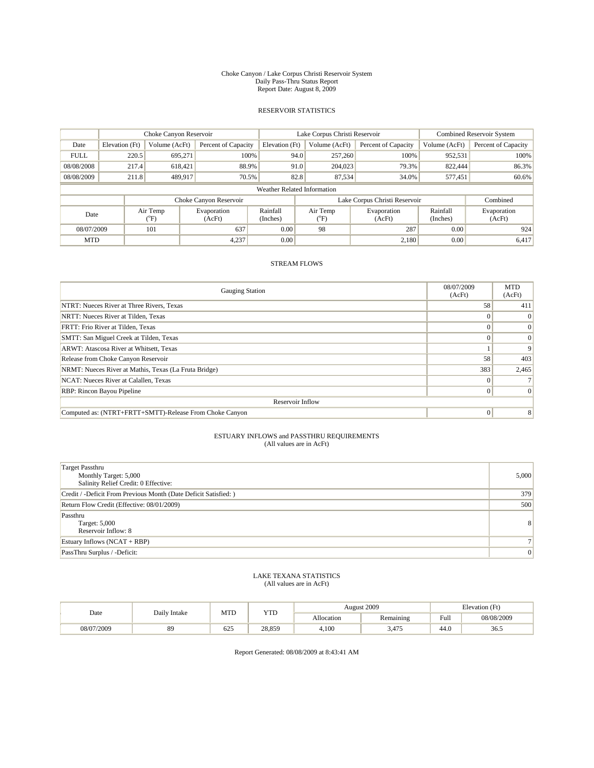Choke Canyon / Lake Corpus Christi Reservoir System
Daily Pass-Thru Status Report
Report Date: August 8, 2009

## RESERVOIR STATISTICS

| | Choke Canyon Reservoir | | | Lake Corpus Christi Reservoir | | | Combined Reservoir System | |
|---|---|---|---|---|---|---|---|---|
| Date | Elevation (Ft) | Volume (AcFt) | Percent of Capacity | Elevation (Ft) | Volume (AcFt) | Percent of Capacity | Volume (AcFt) | Percent of Capacity |
| FULL | 220.5 | 695,271 | 100% | 94.0 | 257,260 | 100% | 952,531 | 100% |
| 08/08/2008 | 217.4 | 618,421 | 88.9% | 91.0 | 204,023 | 79.3% | 822,444 | 86.3% |
| 08/08/2009 | 211.8 | 489,917 | 70.5% | 82.8 | 87,534 | 34.0% | 577,451 | 60.6% |

Weather Related Information

| | Choke Canyon Reservoir | | | Lake Corpus Christi Reservoir | | | Combined |
|---|---|---|---|---|---|---|---|
| Date | Air Temp (°F) | Evaporation (AcFt) | Rainfall (Inches) | Air Temp (°F) | Evaporation (AcFt) | Rainfall (Inches) | Evaporation (AcFt) |
| 08/07/2009 | 101 | 637 | 0.00 | 98 | 287 | 0.00 | 924 |
| MTD | | 4,237 | 0.00 | | 2,180 | 0.00 | 6,417 |

## STREAM FLOWS

| Gauging Station | 08/07/2009 (AcFt) | MTD (AcFt) |
|---|---|---|
| NTRT: Nueces River at Three Rivers, Texas | 58 | 411 |
| NRTT: Nueces River at Tilden, Texas | 0 | 0 |
| FRTT: Frio River at Tilden, Texas | 0 | 0 |
| SMTT: San Miguel Creek at Tilden, Texas | 0 | 0 |
| ARWT: Atascosa River at Whitsett, Texas | 1 | 9 |
| Release from Choke Canyon Reservoir | 58 | 403 |
| NRMT: Nueces River at Mathis, Texas (La Fruta Bridge) | 383 | 2,465 |
| NCAT: Nueces River at Calallen, Texas | 0 | 7 |
| RBP: Rincon Bayou Pipeline | 0 | 0 |
| Reservoir Inflow | | |
| Computed as: (NTRT+FRTT+SMTT)-Release From Choke Canyon | 0 | 8 |

## ESTUARY INFLOWS and PASSTHRU REQUIREMENTS
(All values are in AcFt)

| | |
|---|---|
| Target Passthru<br>Monthly Target: 5,000<br>Salinity Relief Credit: 0 Effective: | 5,000 |
| Credit / -Deficit From Previous Month (Date Deficit Satisfied: ) | 379 |
| Return Flow Credit (Effective: 08/01/2009) | 500 |
| Passthru<br>Target: 5,000<br>Reservoir Inflow: 8 | 8 |
| Estuary Inflows (NCAT + RBP) | 7 |
| PassThru Surplus / -Deficit: | 0 |

## LAKE TEXANA STATISTICS
(All values are in AcFt)

| Date | Daily Intake | MTD | YTD | August 2009 | | Elevation (Ft) | |
|---|---|---|---|---|---|---|---|
| | | | | Allocation | Remaining | Full | 08/08/2009 |
| 08/07/2009 | 89 | 625 | 28,859 | 4,100 | 3,475 | 44.0 | 36.5 |

Report Generated: 08/08/2009 at 8:43:41 AM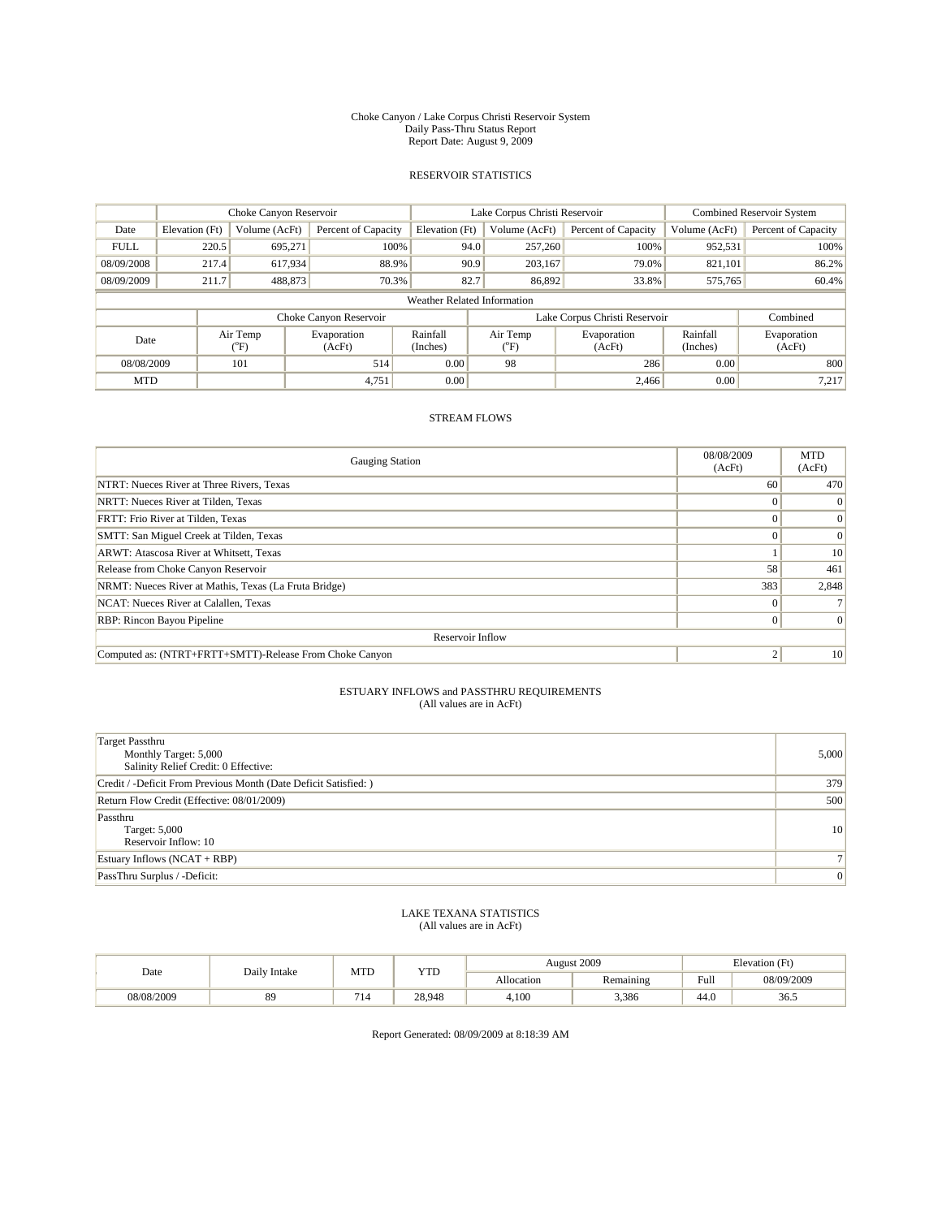Choke Canyon / Lake Corpus Christi Reservoir System
Daily Pass-Thru Status Report
Report Date: August 9, 2009

## RESERVOIR STATISTICS

| | Choke Canyon Reservoir | | | Lake Corpus Christi Reservoir | | | Combined Reservoir System | |
|---|---|---|---|---|---|---|---|---|
| Date | Elevation (Ft) | Volume (AcFt) | Percent of Capacity | Elevation (Ft) | Volume (AcFt) | Percent of Capacity | Volume (AcFt) | Percent of Capacity |
| FULL | 220.5 | 695,271 | 100% | 94.0 | 257,260 | 100% | 952,531 | 100% |
| 08/09/2008 | 217.4 | 617,934 | 88.9% | 90.9 | 203,167 | 79.0% | 821,101 | 86.2% |
| 08/09/2009 | 211.7 | 488,873 | 70.3% | 82.7 | 86,892 | 33.8% | 575,765 | 60.4% |

Weather Related Information

| | Choke Canyon Reservoir | | | Lake Corpus Christi Reservoir | | | Combined |
|---|---|---|---|---|---|---|---|
| Date | Air Temp (°F) | Evaporation (AcFt) | Rainfall (Inches) | Air Temp (°F) | Evaporation (AcFt) | Rainfall (Inches) | Evaporation (AcFt) |
| 08/08/2009 | 101 | 514 | 0.00 | 98 | 286 | 0.00 | 800 |
| MTD | | 4,751 | 0.00 | | 2,466 | 0.00 | 7,217 |

## STREAM FLOWS

| Gauging Station | 08/08/2009 (AcFt) | MTD (AcFt) |
|---|---|---|
| NTRT: Nueces River at Three Rivers, Texas | 60 | 470 |
| NRTT: Nueces River at Tilden, Texas | 0 | 0 |
| FRTT: Frio River at Tilden, Texas | 0 | 0 |
| SMTT: San Miguel Creek at Tilden, Texas | 0 | 0 |
| ARWT: Atascosa River at Whitsett, Texas | 1 | 10 |
| Release from Choke Canyon Reservoir | 58 | 461 |
| NRMT: Nueces River at Mathis, Texas (La Fruta Bridge) | 383 | 2,848 |
| NCAT: Nueces River at Calallen, Texas | 0 | 7 |
| RBP: Rincon Bayou Pipeline | 0 | 0 |
| Reservoir Inflow | | |
| Computed as: (NTRT+FRTT+SMTT)-Release From Choke Canyon | 2 | 10 |

## ESTUARY INFLOWS and PASSTHRU REQUIREMENTS
(All values are in AcFt)

| | |
|---|---|
| Target Passthru<br>Monthly Target: 5,000<br>Salinity Relief Credit: 0 Effective: | 5,000 |
| Credit / -Deficit From Previous Month (Date Deficit Satisfied: ) | 379 |
| Return Flow Credit (Effective: 08/01/2009) | 500 |
| Passthru<br>Target: 5,000<br>Reservoir Inflow: 10 | 10 |
| Estuary Inflows (NCAT + RBP) | 7 |
| PassThru Surplus / -Deficit: | 0 |

## LAKE TEXANA STATISTICS
(All values are in AcFt)

| Date | Daily Intake | MTD | YTD | August 2009 | | Elevation (Ft) | |
|---|---|---|---|---|---|---|---|
| | | | | Allocation | Remaining | Full | 08/09/2009 |
| 08/08/2009 | 89 | 714 | 28,948 | 4,100 | 3,386 | 44.0 | 36.5 |

Report Generated: 08/09/2009 at 8:18:39 AM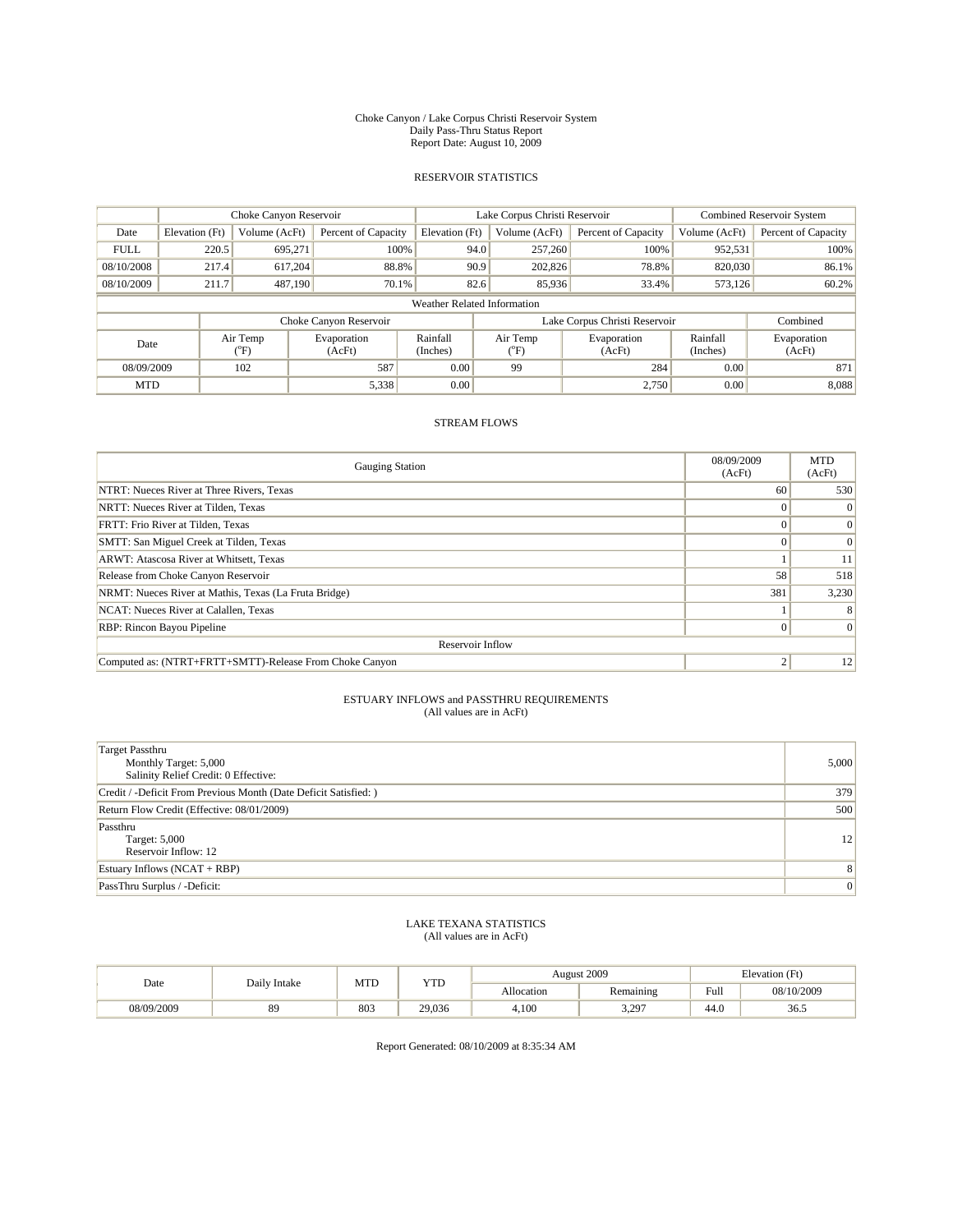Choke Canyon / Lake Corpus Christi Reservoir System
Daily Pass-Thru Status Report
Report Date: August 10, 2009

## RESERVOIR STATISTICS

| | Choke Canyon Reservoir | | | Lake Corpus Christi Reservoir | | | Combined Reservoir System | |
|---|---|---|---|---|---|---|---|---|
| Date | Elevation (Ft) | Volume (AcFt) | Percent of Capacity | Elevation (Ft) | Volume (AcFt) | Percent of Capacity | Volume (AcFt) | Percent of Capacity |
| FULL | 220.5 | 695,271 | 100% | 94.0 | 257,260 | 100% | 952,531 | 100% |
| 08/10/2008 | 217.4 | 617,204 | 88.8% | 90.9 | 202,826 | 78.8% | 820,030 | 86.1% |
| 08/10/2009 | 211.7 | 487,190 | 70.1% | 82.6 | 85,936 | 33.4% | 573,126 | 60.2% |

Weather Related Information

| | Choke Canyon Reservoir | | | Lake Corpus Christi Reservoir | | | Combined |
|---|---|---|---|---|---|---|---|
| Date | Air Temp (°F) | Evaporation (AcFt) | Rainfall (Inches) | Air Temp (°F) | Evaporation (AcFt) | Rainfall (Inches) | Evaporation (AcFt) |
| 08/09/2009 | 102 | 587 | 0.00 | 99 | 284 | 0.00 | 871 |
| MTD | | 5,338 | 0.00 | | 2,750 | 0.00 | 8,088 |

## STREAM FLOWS

| Gauging Station | 08/09/2009 (AcFt) | MTD (AcFt) |
|---|---|---|
| NTRT: Nueces River at Three Rivers, Texas | 60 | 530 |
| NRTT: Nueces River at Tilden, Texas | 0 | 0 |
| FRTT: Frio River at Tilden, Texas | 0 | 0 |
| SMTT: San Miguel Creek at Tilden, Texas | 0 | 0 |
| ARWT: Atascosa River at Whitsett, Texas | 1 | 11 |
| Release from Choke Canyon Reservoir | 58 | 518 |
| NRMT: Nueces River at Mathis, Texas (La Fruta Bridge) | 381 | 3,230 |
| NCAT: Nueces River at Calallen, Texas | 1 | 8 |
| RBP: Rincon Bayou Pipeline | 0 | 0 |
| Reservoir Inflow | | |
| Computed as: (NTRT+FRTT+SMTT)-Release From Choke Canyon | 2 | 12 |

## ESTUARY INFLOWS and PASSTHRU REQUIREMENTS
(All values are in AcFt)

| | |
|---|---|
| Target Passthru<br>Monthly Target: 5,000<br>Salinity Relief Credit: 0 Effective: | 5,000 |
| Credit / -Deficit From Previous Month (Date Deficit Satisfied: ) | 379 |
| Return Flow Credit (Effective: 08/01/2009) | 500 |
| Passthru<br>Target: 5,000<br>Reservoir Inflow: 12 | 12 |
| Estuary Inflows (NCAT + RBP) | 8 |
| PassThru Surplus / -Deficit: | 0 |

## LAKE TEXANA STATISTICS
(All values are in AcFt)

| Date | Daily Intake | MTD | YTD | August 2009 | | Elevation (Ft) | |
|---|---|---|---|---|---|---|---|
| | | | | Allocation | Remaining | Full | 08/10/2009 |
| 08/09/2009 | 89 | 803 | 29,036 | 4,100 | 3,297 | 44.0 | 36.5 |

Report Generated: 08/10/2009 at 8:35:34 AM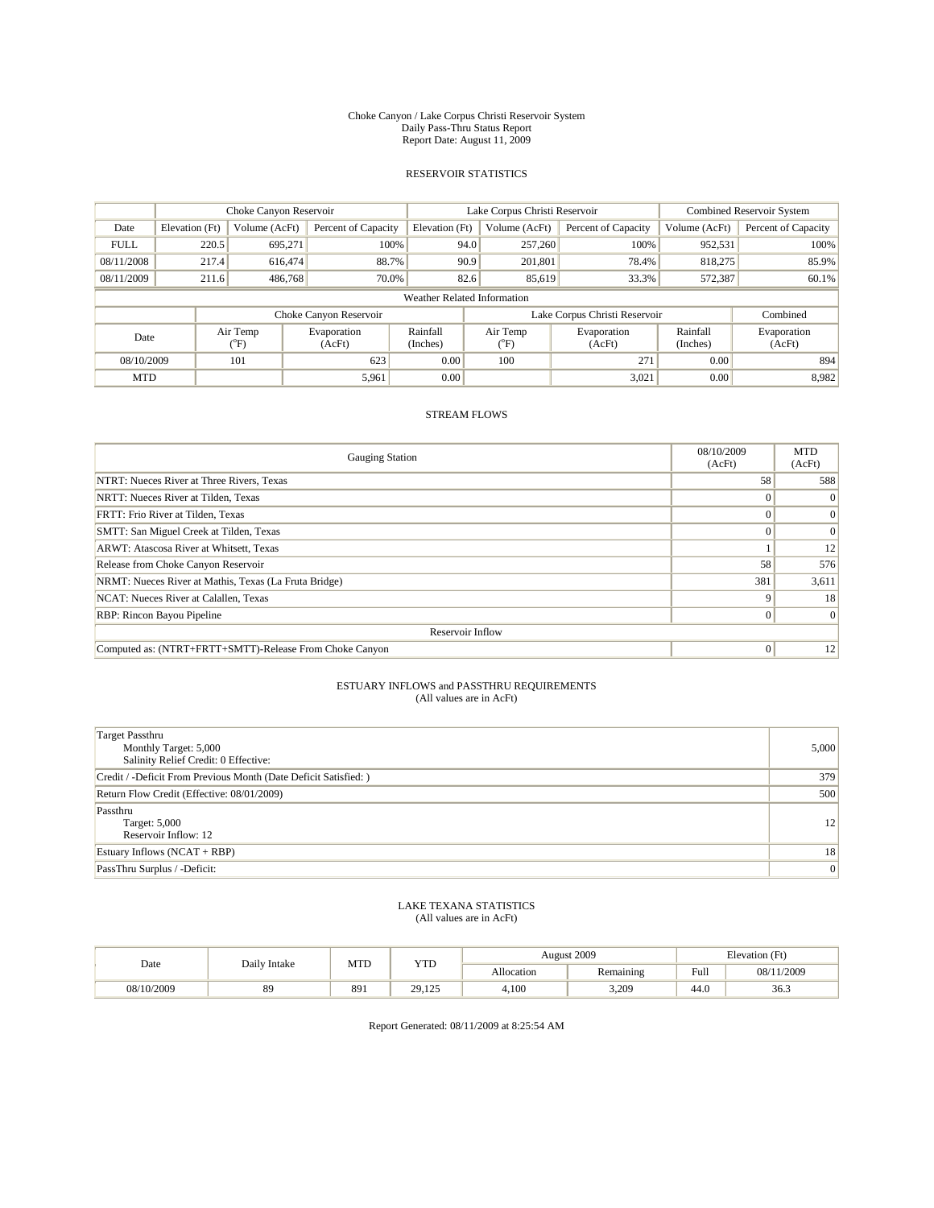Choke Canyon / Lake Corpus Christi Reservoir System
Daily Pass-Thru Status Report
Report Date: August 11, 2009

## RESERVOIR STATISTICS

| | Choke Canyon Reservoir | | | Lake Corpus Christi Reservoir | | | Combined Reservoir System | |
|---|---|---|---|---|---|---|---|---|
| Date | Elevation (Ft) | Volume (AcFt) | Percent of Capacity | Elevation (Ft) | Volume (AcFt) | Percent of Capacity | Volume (AcFt) | Percent of Capacity |
| FULL | 220.5 | 695,271 | 100% | 94.0 | 257,260 | 100% | 952,531 | 100% |
| 08/11/2008 | 217.4 | 616,474 | 88.7% | 90.9 | 201,801 | 78.4% | 818,275 | 85.9% |
| 08/11/2009 | 211.6 | 486,768 | 70.0% | 82.6 | 85,619 | 33.3% | 572,387 | 60.1% |

Weather Related Information

| | Choke Canyon Reservoir | | | Lake Corpus Christi Reservoir | | | Combined |
|---|---|---|---|---|---|---|---|
| Date | Air Temp (°F) | Evaporation (AcFt) | Rainfall (Inches) | Air Temp (°F) | Evaporation (AcFt) | Rainfall (Inches) | Evaporation (AcFt) |
| 08/10/2009 | 101 | 623 | 0.00 | 100 | 271 | 0.00 | 894 |
| MTD | | 5,961 | 0.00 | | 3,021 | 0.00 | 8,982 |

## STREAM FLOWS

| Gauging Station | 08/10/2009 (AcFt) | MTD (AcFt) |
|---|---|---|
| NTRT: Nueces River at Three Rivers, Texas | 58 | 588 |
| NRTT: Nueces River at Tilden, Texas | 0 | 0 |
| FRTT: Frio River at Tilden, Texas | 0 | 0 |
| SMTT: San Miguel Creek at Tilden, Texas | 0 | 0 |
| ARWT: Atascosa River at Whitsett, Texas | 1 | 12 |
| Release from Choke Canyon Reservoir | 58 | 576 |
| NRMT: Nueces River at Mathis, Texas (La Fruta Bridge) | 381 | 3,611 |
| NCAT: Nueces River at Calallen, Texas | 9 | 18 |
| RBP: Rincon Bayou Pipeline | 0 | 0 |
| Reservoir Inflow | | |
| Computed as: (NTRT+FRTT+SMTT)-Release From Choke Canyon | 0 | 12 |

## ESTUARY INFLOWS and PASSTHRU REQUIREMENTS
(All values are in AcFt)

| | |
|---|---|
| Target Passthru<br>Monthly Target: 5,000<br>Salinity Relief Credit: 0 Effective: | 5,000 |
| Credit / -Deficit From Previous Month (Date Deficit Satisfied: ) | 379 |
| Return Flow Credit (Effective: 08/01/2009) | 500 |
| Passthru<br>Target: 5,000<br>Reservoir Inflow: 12 | 12 |
| Estuary Inflows (NCAT + RBP) | 18 |
| PassThru Surplus / -Deficit: | 0 |

## LAKE TEXANA STATISTICS
(All values are in AcFt)

| Date | Daily Intake | MTD | YTD | August 2009 | | Elevation (Ft) | |
|---|---|---|---|---|---|---|---|
| | | | | Allocation | Remaining | Full | 08/11/2009 |
| 08/10/2009 | 89 | 891 | 29,125 | 4,100 | 3,209 | 44.0 | 36.3 |

Report Generated: 08/11/2009 at 8:25:54 AM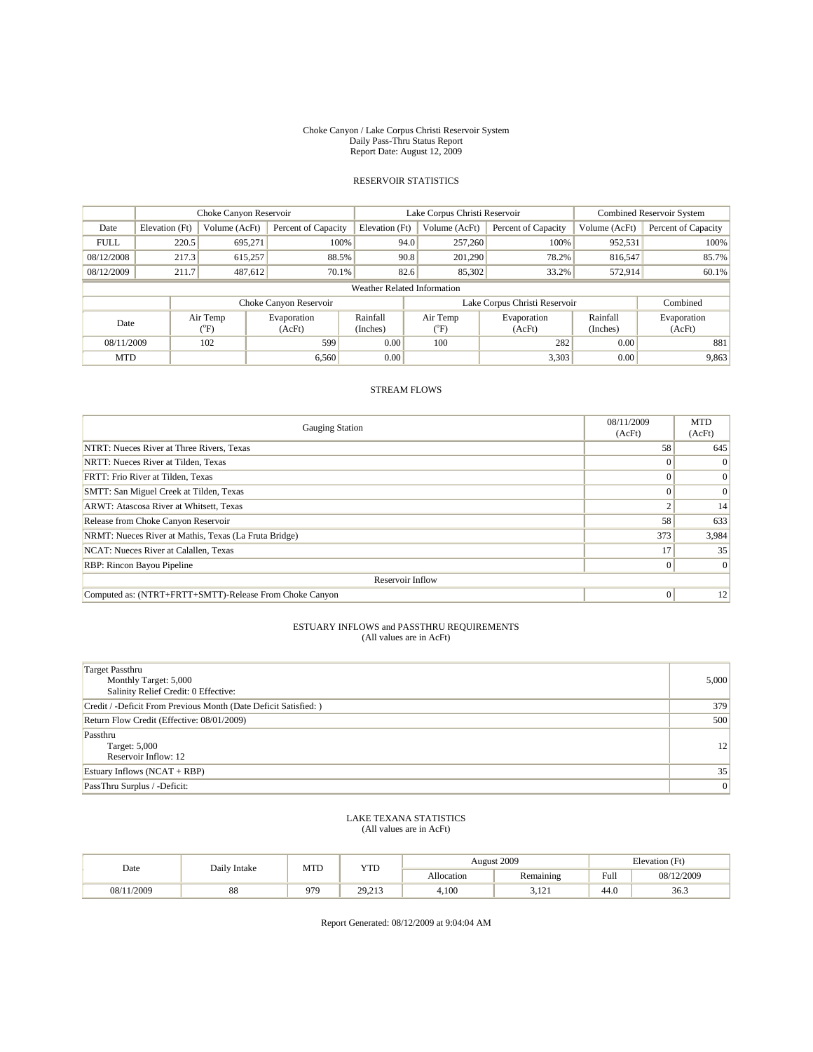Choke Canyon / Lake Corpus Christi Reservoir System
Daily Pass-Thru Status Report
Report Date: August 12, 2009

## RESERVOIR STATISTICS

| | Choke Canyon Reservoir | | | Lake Corpus Christi Reservoir | | | Combined Reservoir System | |
|---|---|---|---|---|---|---|---|---|
| Date | Elevation (Ft) | Volume (AcFt) | Percent of Capacity | Elevation (Ft) | Volume (AcFt) | Percent of Capacity | Volume (AcFt) | Percent of Capacity |
| FULL | 220.5 | 695,271 | 100% | 94.0 | 257,260 | 100% | 952,531 | 100% |
| 08/12/2008 | 217.3 | 615,257 | 88.5% | 90.8 | 201,290 | 78.2% | 816,547 | 85.7% |
| 08/12/2009 | 211.7 | 487,612 | 70.1% | 82.6 | 85,302 | 33.2% | 572,914 | 60.1% |

Weather Related Information

| | Choke Canyon Reservoir | | | Lake Corpus Christi Reservoir | | | Combined |
|---|---|---|---|---|---|---|---|
| Date | Air Temp (°F) | Evaporation (AcFt) | Rainfall (Inches) | Air Temp (°F) | Evaporation (AcFt) | Rainfall (Inches) | Evaporation (AcFt) |
| 08/11/2009 | 102 | 599 | 0.00 | 100 | 282 | 0.00 | 881 |
| MTD | | 6,560 | 0.00 | | 3,303 | 0.00 | 9,863 |

## STREAM FLOWS

| Gauging Station | 08/11/2009 (AcFt) | MTD (AcFt) |
|---|---|---|
| NTRT: Nueces River at Three Rivers, Texas | 58 | 645 |
| NRTT: Nueces River at Tilden, Texas | 0 | 0 |
| FRTT: Frio River at Tilden, Texas | 0 | 0 |
| SMTT: San Miguel Creek at Tilden, Texas | 0 | 0 |
| ARWT: Atascosa River at Whitsett, Texas | 2 | 14 |
| Release from Choke Canyon Reservoir | 58 | 633 |
| NRMT: Nueces River at Mathis, Texas (La Fruta Bridge) | 373 | 3,984 |
| NCAT: Nueces River at Calallen, Texas | 17 | 35 |
| RBP: Rincon Bayou Pipeline | 0 | 0 |
| Reservoir Inflow | | |
| Computed as: (NTRT+FRTT+SMTT)-Release From Choke Canyon | 0 | 12 |

## ESTUARY INFLOWS and PASSTHRU REQUIREMENTS
(All values are in AcFt)

| | |
|---|---|
| Target Passthru<br>Monthly Target: 5,000<br>Salinity Relief Credit: 0 Effective: | 5,000 |
| Credit / -Deficit From Previous Month (Date Deficit Satisfied: ) | 379 |
| Return Flow Credit (Effective: 08/01/2009) | 500 |
| Passthru<br>Target: 5,000<br>Reservoir Inflow: 12 | 12 |
| Estuary Inflows (NCAT + RBP) | 35 |
| PassThru Surplus / -Deficit: | 0 |

## LAKE TEXANA STATISTICS
(All values are in AcFt)

| Date | Daily Intake | MTD | YTD | August 2009 | | Elevation (Ft) | |
|---|---|---|---|---|---|---|---|
| | | | | Allocation | Remaining | Full | 08/12/2009 |
| 08/11/2009 | 88 | 979 | 29,213 | 4,100 | 3,121 | 44.0 | 36.3 |

Report Generated: 08/12/2009 at 9:04:04 AM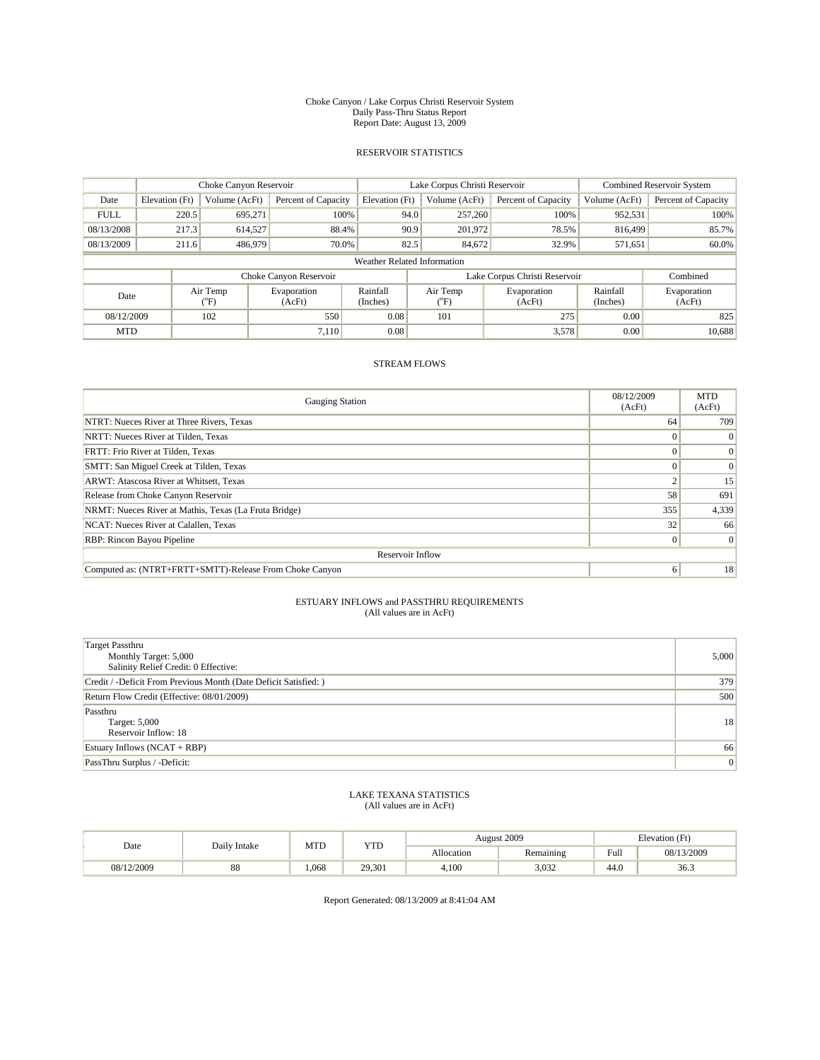Choke Canyon / Lake Corpus Christi Reservoir System
Daily Pass-Thru Status Report
Report Date: August 13, 2009

## RESERVOIR STATISTICS

| | Choke Canyon Reservoir | | | Lake Corpus Christi Reservoir | | | Combined Reservoir System | |
|---|---|---|---|---|---|---|---|---|
| Date | Elevation (Ft) | Volume (AcFt) | Percent of Capacity | Elevation (Ft) | Volume (AcFt) | Percent of Capacity | Volume (AcFt) | Percent of Capacity |
| FULL | 220.5 | 695,271 | 100% | 94.0 | 257,260 | 100% | 952,531 | 100% |
| 08/13/2008 | 217.3 | 614,527 | 88.4% | 90.9 | 201,972 | 78.5% | 816,499 | 85.7% |
| 08/13/2009 | 211.6 | 486,979 | 70.0% | 82.5 | 84,672 | 32.9% | 571,651 | 60.0% |

Weather Related Information

| | Choke Canyon Reservoir | | | Lake Corpus Christi Reservoir | | | Combined |
|---|---|---|---|---|---|---|---|
| Date | Air Temp (°F) | Evaporation (AcFt) | Rainfall (Inches) | Air Temp (°F) | Evaporation (AcFt) | Rainfall (Inches) | Evaporation (AcFt) |
| 08/12/2009 | 102 | 550 | 0.08 | 101 | 275 | 0.00 | 825 |
| MTD | | 7,110 | 0.08 | | 3,578 | 0.00 | 10,688 |

## STREAM FLOWS

| Gauging Station | 08/12/2009 (AcFt) | MTD (AcFt) |
|---|---|---|
| NTRT: Nueces River at Three Rivers, Texas | 64 | 709 |
| NRTT: Nueces River at Tilden, Texas | 0 | 0 |
| FRTT: Frio River at Tilden, Texas | 0 | 0 |
| SMTT: San Miguel Creek at Tilden, Texas | 0 | 0 |
| ARWT: Atascosa River at Whitsett, Texas | 2 | 15 |
| Release from Choke Canyon Reservoir | 58 | 691 |
| NRMT: Nueces River at Mathis, Texas (La Fruta Bridge) | 355 | 4,339 |
| NCAT: Nueces River at Calallen, Texas | 32 | 66 |
| RBP: Rincon Bayou Pipeline | 0 | 0 |
| Reservoir Inflow | | |
| Computed as: (NTRT+FRTT+SMTT)-Release From Choke Canyon | 6 | 18 |

## ESTUARY INFLOWS and PASSTHRU REQUIREMENTS
(All values are in AcFt)

| | |
|---|---|
| Target Passthru<br>Monthly Target: 5,000<br>Salinity Relief Credit: 0 Effective: | 5,000 |
| Credit / -Deficit From Previous Month (Date Deficit Satisfied: ) | 379 |
| Return Flow Credit (Effective: 08/01/2009) | 500 |
| Passthru<br>Target: 5,000<br>Reservoir Inflow: 18 | 18 |
| Estuary Inflows (NCAT + RBP) | 66 |
| PassThru Surplus / -Deficit: | 0 |

## LAKE TEXANA STATISTICS
(All values are in AcFt)

| Date | Daily Intake | MTD | YTD | August 2009 | | Elevation (Ft) | |
|---|---|---|---|---|---|---|---|
| | | | | Allocation | Remaining | Full | 08/13/2009 |
| 08/12/2009 | 88 | 1,068 | 29,301 | 4,100 | 3,032 | 44.0 | 36.3 |

Report Generated: 08/13/2009 at 8:41:04 AM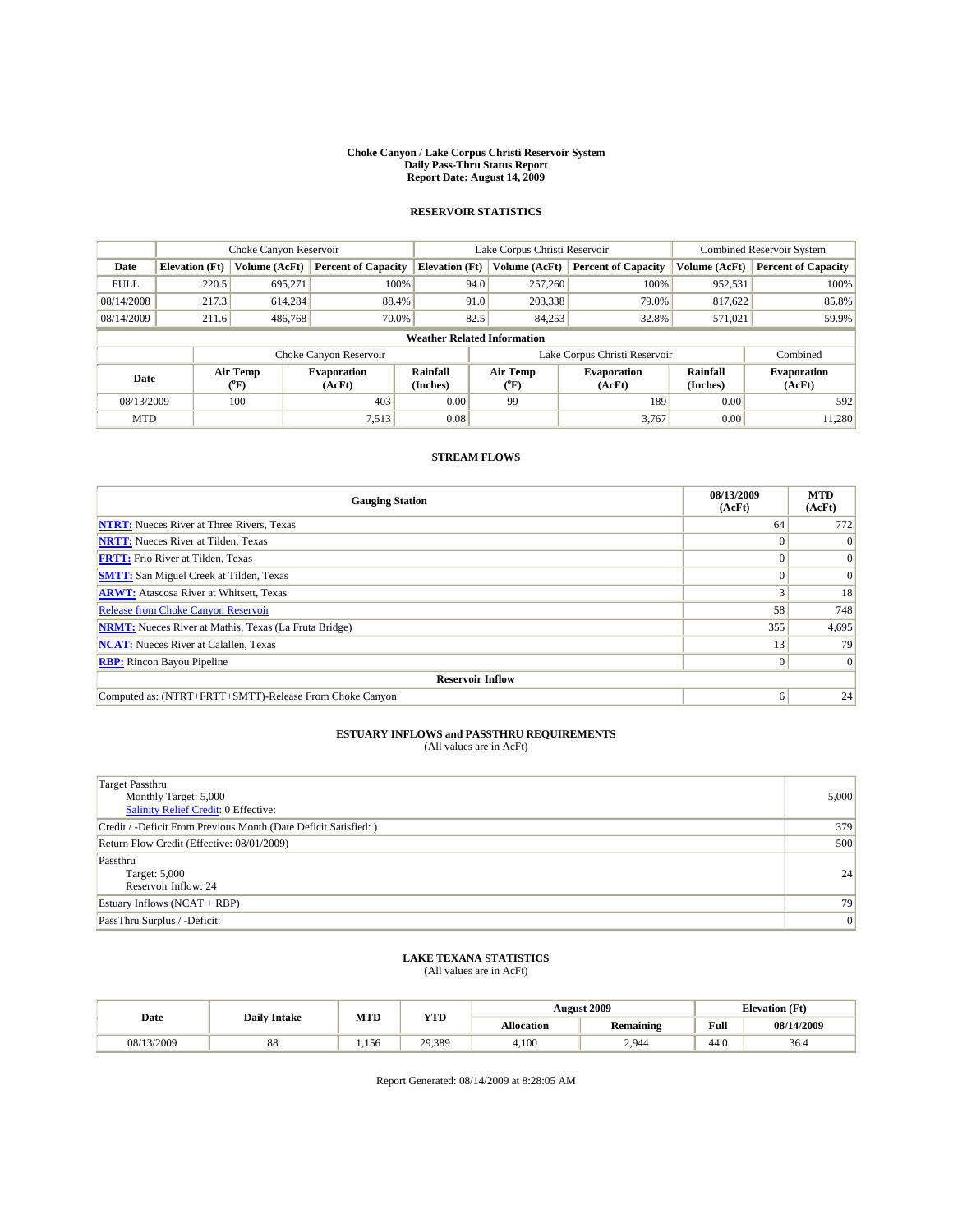# Choke Canyon / Lake Corpus Christi Reservoir System
## Daily Pass-Thru Status Report
## Report Date: August 14, 2009

### RESERVOIR STATISTICS

| | Choke Canyon Reservoir | | | Lake Corpus Christi Reservoir | | | Combined Reservoir System | |
|---|---|---|---|---|---|---|---|---|
| Date | Elevation (Ft) | Volume (AcFt) | Percent of Capacity | Elevation (Ft) | Volume (AcFt) | Percent of Capacity | Volume (AcFt) | Percent of Capacity |
| FULL | 220.5 | 695,271 | 100% | 94.0 | 257,260 | 100% | 952,531 | 100% |
| 08/14/2008 | 217.3 | 614,284 | 88.4% | 91.0 | 203,338 | 79.0% | 817,622 | 85.8% |
| 08/14/2009 | 211.6 | 486,768 | 70.0% | 82.5 | 84,253 | 32.8% | 571,021 | 59.9% |

**Weather Related Information**

| | Choke Canyon Reservoir | | | Lake Corpus Christi Reservoir | | | Combined |
|---|---|---|---|---|---|---|---|
| Date | Air Temp (°F) | Evaporation (AcFt) | Rainfall (Inches) | Air Temp (°F) | Evaporation (AcFt) | Rainfall (Inches) | Evaporation (AcFt) |
| 08/13/2009 | 100 | 403 | 0.00 | 99 | 189 | 0.00 | 592 |
| MTD | | 7,513 | 0.08 | | 3,767 | 0.00 | 11,280 |

### STREAM FLOWS

| Gauging Station | 08/13/2009 (AcFt) | MTD (AcFt) |
|---|---|---|
| NTRT: Nueces River at Three Rivers, Texas | 64 | 772 |
| NRTT: Nueces River at Tilden, Texas | 0 | 0 |
| FRTT: Frio River at Tilden, Texas | 0 | 0 |
| SMTT: San Miguel Creek at Tilden, Texas | 0 | 0 |
| ARWT: Atascosa River at Whitsett, Texas | 3 | 18 |
| Release from Choke Canyon Reservoir | 58 | 748 |
| NRMT: Nueces River at Mathis, Texas (La Fruta Bridge) | 355 | 4,695 |
| NCAT: Nueces River at Calallen, Texas | 13 | 79 |
| RBP: Rincon Bayou Pipeline | 0 | 0 |
| **Reservoir Inflow** | | |
| Computed as: (NTRT+FRTT+SMTT)-Release From Choke Canyon | 6 | 24 |

### ESTUARY INFLOWS and PASSTHRU REQUIREMENTS
(All values are in AcFt)

| | |
|---|---|
| Target Passthru<br>Monthly Target: 5,000<br>Salinity Relief Credit: 0 Effective: | 5,000 |
| Credit / -Deficit From Previous Month (Date Deficit Satisfied: ) | 379 |
| Return Flow Credit (Effective: 08/01/2009) | 500 |
| Passthru<br>Target: 5,000<br>Reservoir Inflow: 24 | 24 |
| Estuary Inflows (NCAT + RBP) | 79 |
| PassThru Surplus / -Deficit: | 0 |

### LAKE TEXANA STATISTICS
(All values are in AcFt)

| Date | Daily Intake | MTD | YTD | August 2009 | | Elevation (Ft) | |
|---|---|---|---|---|---|---|---|
| | | | | Allocation | Remaining | Full | 08/14/2009 |
| 08/13/2009 | 88 | 1,156 | 29,389 | 4,100 | 2,944 | 44.0 | 36.4 |

Report Generated: 08/14/2009 at 8:28:05 AM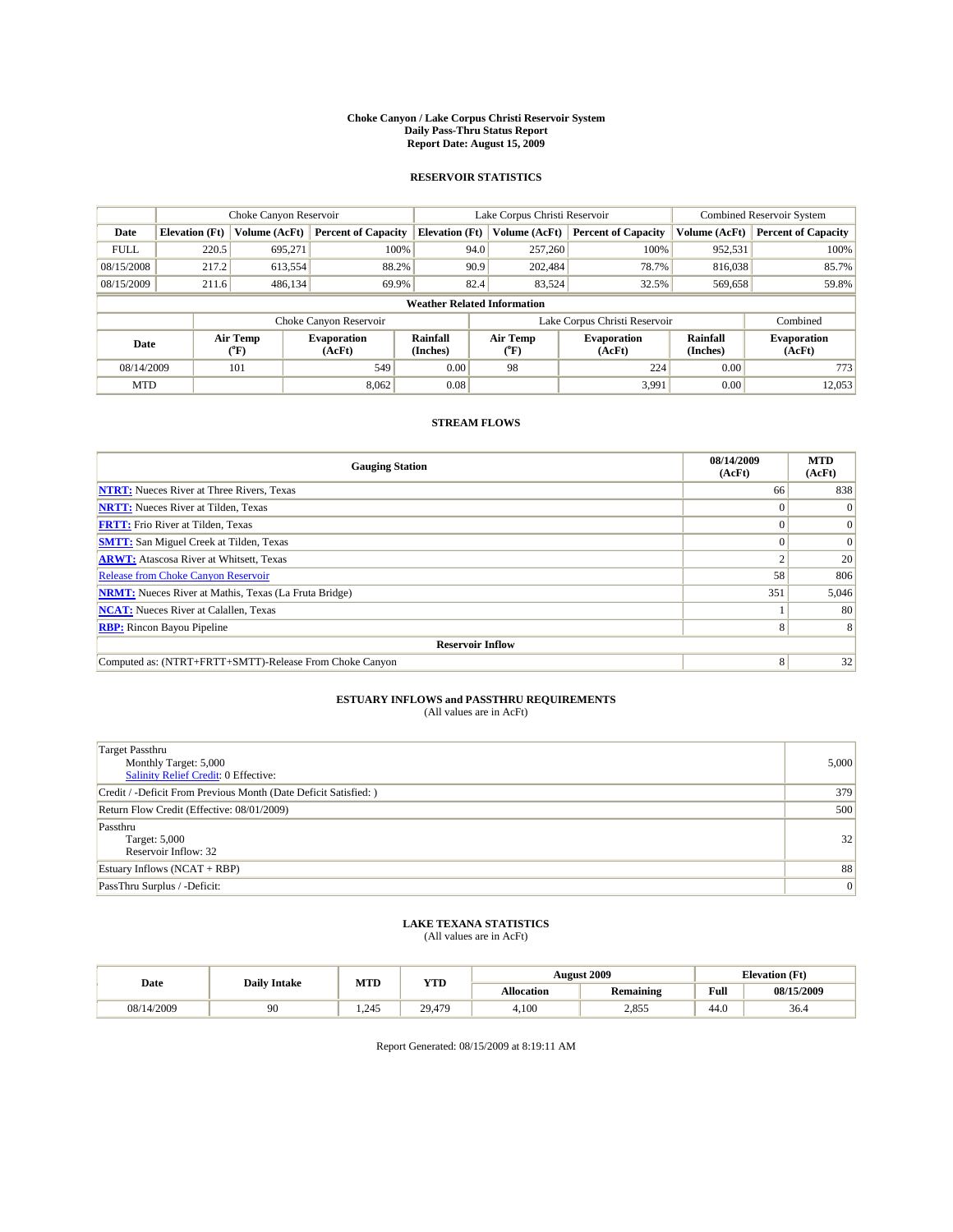# Choke Canyon / Lake Corpus Christi Reservoir System
## Daily Pass-Thru Status Report
## Report Date: August 15, 2009

### RESERVOIR STATISTICS

| | Choke Canyon Reservoir | | | Lake Corpus Christi Reservoir | | | Combined Reservoir System | |
|---|---|---|---|---|---|---|---|---|
| Date | Elevation (Ft) | Volume (AcFt) | Percent of Capacity | Elevation (Ft) | Volume (AcFt) | Percent of Capacity | Volume (AcFt) | Percent of Capacity |
| FULL | 220.5 | 695,271 | 100% | 94.0 | 257,260 | 100% | 952,531 | 100% |
| 08/15/2008 | 217.2 | 613,554 | 88.2% | 90.9 | 202,484 | 78.7% | 816,038 | 85.7% |
| 08/15/2009 | 211.6 | 486,134 | 69.9% | 82.4 | 83,524 | 32.5% | 569,658 | 59.8% |

**Weather Related Information**

| | Choke Canyon Reservoir | | | Lake Corpus Christi Reservoir | | | Combined |
|---|---|---|---|---|---|---|---|
| Date | Air Temp (°F) | Evaporation (AcFt) | Rainfall (Inches) | Air Temp (°F) | Evaporation (AcFt) | Rainfall (Inches) | Evaporation (AcFt) |
| 08/14/2009 | 101 | 549 | 0.00 | 98 | 224 | 0.00 | 773 |
| MTD | | 8,062 | 0.08 | | 3,991 | 0.00 | 12,053 |

### STREAM FLOWS

| Gauging Station | 08/14/2009 (AcFt) | MTD (AcFt) |
|---|---|---|
| NTRT: Nueces River at Three Rivers, Texas | 66 | 838 |
| NRTT: Nueces River at Tilden, Texas | 0 | 0 |
| FRTT: Frio River at Tilden, Texas | 0 | 0 |
| SMTT: San Miguel Creek at Tilden, Texas | 0 | 0 |
| ARWT: Atascosa River at Whitsett, Texas | 2 | 20 |
| Release from Choke Canyon Reservoir | 58 | 806 |
| NRMT: Nueces River at Mathis, Texas (La Fruta Bridge) | 351 | 5,046 |
| NCAT: Nueces River at Calallen, Texas | 1 | 80 |
| RBP: Rincon Bayou Pipeline | 8 | 8 |
| **Reservoir Inflow** | | |
| Computed as: (NTRT+FRTT+SMTT)-Release From Choke Canyon | 8 | 32 |

### ESTUARY INFLOWS and PASSTHRU REQUIREMENTS
(All values are in AcFt)

| | |
|---|---|
| Target Passthru<br>Monthly Target: 5,000<br>Salinity Relief Credit: 0 Effective: | 5,000 |
| Credit / -Deficit From Previous Month (Date Deficit Satisfied: ) | 379 |
| Return Flow Credit (Effective: 08/01/2009) | 500 |
| Passthru<br>Target: 5,000<br>Reservoir Inflow: 32 | 32 |
| Estuary Inflows (NCAT + RBP) | 88 |
| PassThru Surplus / -Deficit: | 0 |

### LAKE TEXANA STATISTICS
(All values are in AcFt)

| Date | Daily Intake | MTD | YTD | August 2009 | | Elevation (Ft) | |
|---|---|---|---|---|---|---|---|
| | | | | Allocation | Remaining | Full | 08/15/2009 |
| 08/14/2009 | 90 | 1,245 | 29,479 | 4,100 | 2,855 | 44.0 | 36.4 |

Report Generated: 08/15/2009 at 8:19:11 AM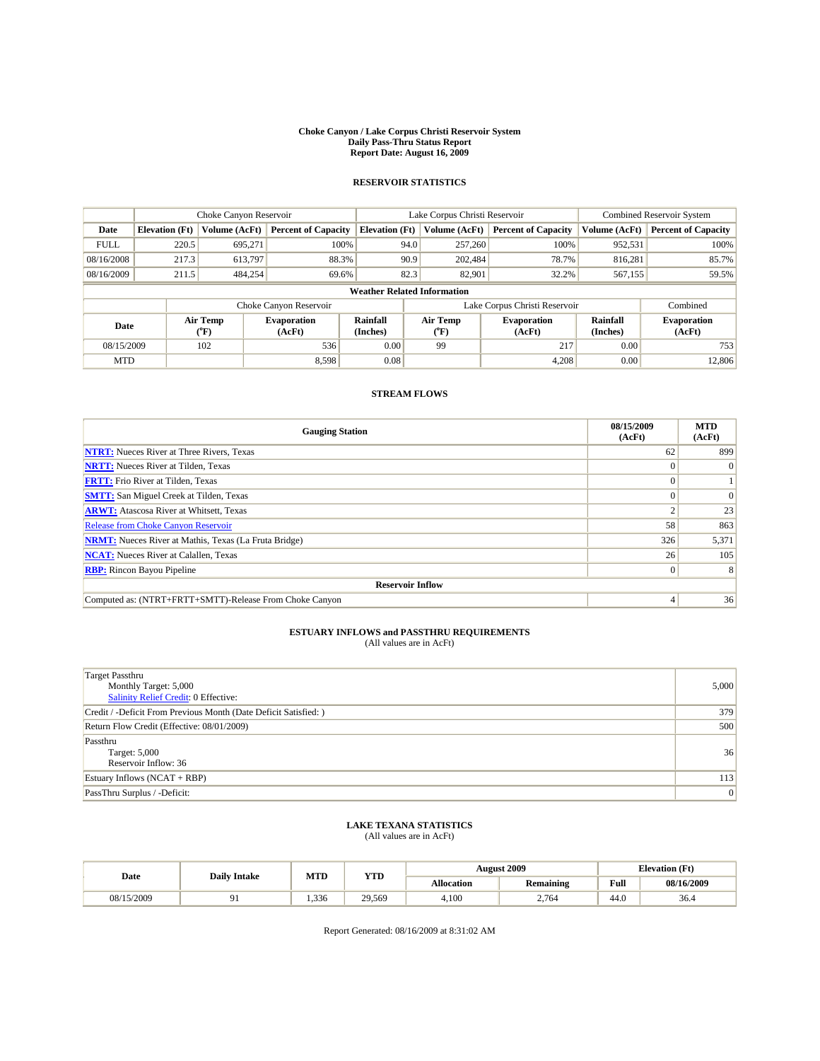# Choke Canyon / Lake Corpus Christi Reservoir System
## Daily Pass-Thru Status Report
## Report Date: August 16, 2009

### RESERVOIR STATISTICS

| | Choke Canyon Reservoir | | | Lake Corpus Christi Reservoir | | | Combined Reservoir System | |
|---|---|---|---|---|---|---|---|---|
| Date | Elevation (Ft) | Volume (AcFt) | Percent of Capacity | Elevation (Ft) | Volume (AcFt) | Percent of Capacity | Volume (AcFt) | Percent of Capacity |
| FULL | 220.5 | 695,271 | 100% | 94.0 | 257,260 | 100% | 952,531 | 100% |
| 08/16/2008 | 217.3 | 613,797 | 88.3% | 90.9 | 202,484 | 78.7% | 816,281 | 85.7% |
| 08/16/2009 | 211.5 | 484,254 | 69.6% | 82.3 | 82,901 | 32.2% | 567,155 | 59.5% |

**Weather Related Information**

| | Choke Canyon Reservoir | | | Lake Corpus Christi Reservoir | | | Combined |
|---|---|---|---|---|---|---|---|
| Date | Air Temp (°F) | Evaporation (AcFt) | Rainfall (Inches) | Air Temp (°F) | Evaporation (AcFt) | Rainfall (Inches) | Evaporation (AcFt) |
| 08/15/2009 | 102 | 536 | 0.00 | 99 | 217 | 0.00 | 753 |
| MTD | | 8,598 | 0.08 | | 4,208 | 0.00 | 12,806 |

### STREAM FLOWS

| Gauging Station | 08/15/2009 (AcFt) | MTD (AcFt) |
|---|---|---|
| NTRT: Nueces River at Three Rivers, Texas | 62 | 899 |
| NRTT: Nueces River at Tilden, Texas | 0 | 0 |
| FRTT: Frio River at Tilden, Texas | 0 | 1 |
| SMTT: San Miguel Creek at Tilden, Texas | 0 | 0 |
| ARWT: Atascosa River at Whitsett, Texas | 2 | 23 |
| Release from Choke Canyon Reservoir | 58 | 863 |
| NRMT: Nueces River at Mathis, Texas (La Fruta Bridge) | 326 | 5,371 |
| NCAT: Nueces River at Calallen, Texas | 26 | 105 |
| RBP: Rincon Bayou Pipeline | 0 | 8 |
| **Reservoir Inflow** | | |
| Computed as: (NTRT+FRTT+SMTT)-Release From Choke Canyon | 4 | 36 |

### ESTUARY INFLOWS and PASSTHRU REQUIREMENTS
(All values are in AcFt)

| | |
|---|---|
| Target Passthru<br>Monthly Target: 5,000<br>Salinity Relief Credit: 0 Effective: | 5,000 |
| Credit / -Deficit From Previous Month (Date Deficit Satisfied: ) | 379 |
| Return Flow Credit (Effective: 08/01/2009) | 500 |
| Passthru<br>Target: 5,000<br>Reservoir Inflow: 36 | 36 |
| Estuary Inflows (NCAT + RBP) | 113 |
| PassThru Surplus / -Deficit: | 0 |

### LAKE TEXANA STATISTICS
(All values are in AcFt)

| Date | Daily Intake | MTD | YTD | August 2009 | | Elevation (Ft) | |
|---|---|---|---|---|---|---|---|
| | | | | Allocation | Remaining | Full | 08/16/2009 |
| 08/15/2009 | 91 | 1,336 | 29,569 | 4,100 | 2,764 | 44.0 | 36.4 |

Report Generated: 08/16/2009 at 8:31:02 AM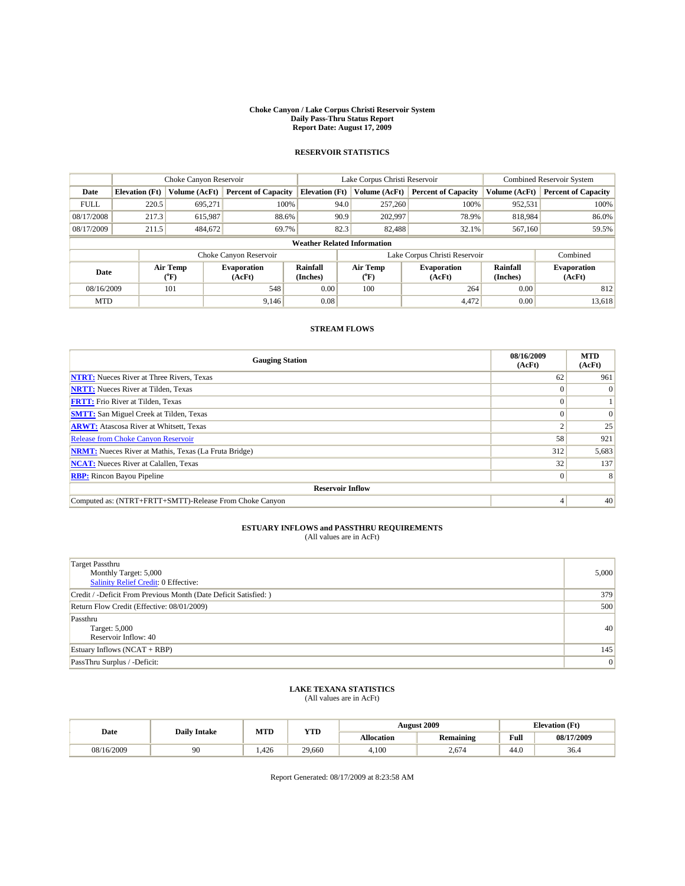# Choke Canyon / Lake Corpus Christi Reservoir System
## Daily Pass-Thru Status Report
## Report Date: August 17, 2009

### RESERVOIR STATISTICS

| | Choke Canyon Reservoir | | | Lake Corpus Christi Reservoir | | | Combined Reservoir System | |
|---|---|---|---|---|---|---|---|---|
| Date | Elevation (Ft) | Volume (AcFt) | Percent of Capacity | Elevation (Ft) | Volume (AcFt) | Percent of Capacity | Volume (AcFt) | Percent of Capacity |
| FULL | 220.5 | 695,271 | 100% | 94.0 | 257,260 | 100% | 952,531 | 100% |
| 08/17/2008 | 217.3 | 615,987 | 88.6% | 90.9 | 202,997 | 78.9% | 818,984 | 86.0% |
| 08/17/2009 | 211.5 | 484,672 | 69.7% | 82.3 | 82,488 | 32.1% | 567,160 | 59.5% |

**Weather Related Information**

| | Choke Canyon Reservoir | | | Lake Corpus Christi Reservoir | | | Combined |
|---|---|---|---|---|---|---|---|
| Date | Air Temp (°F) | Evaporation (AcFt) | Rainfall (Inches) | Air Temp (°F) | Evaporation (AcFt) | Rainfall (Inches) | Evaporation (AcFt) |
| 08/16/2009 | 101 | 548 | 0.00 | 100 | 264 | 0.00 | 812 |
| MTD | | 9,146 | 0.08 | | 4,472 | 0.00 | 13,618 |

### STREAM FLOWS

| Gauging Station | 08/16/2009 (AcFt) | MTD (AcFt) |
|---|---|---|
| NTRT: Nueces River at Three Rivers, Texas | 62 | 961 |
| NRTT: Nueces River at Tilden, Texas | 0 | 0 |
| FRTT: Frio River at Tilden, Texas | 0 | 1 |
| SMTT: San Miguel Creek at Tilden, Texas | 0 | 0 |
| ARWT: Atascosa River at Whitsett, Texas | 2 | 25 |
| Release from Choke Canyon Reservoir | 58 | 921 |
| NRMT: Nueces River at Mathis, Texas (La Fruta Bridge) | 312 | 5,683 |
| NCAT: Nueces River at Calallen, Texas | 32 | 137 |
| RBP: Rincon Bayou Pipeline | 0 | 8 |
| **Reservoir Inflow** | | |
| Computed as: (NTRT+FRTT+SMTT)-Release From Choke Canyon | 4 | 40 |

### ESTUARY INFLOWS and PASSTHRU REQUIREMENTS
(All values are in AcFt)

| | |
|---|---|
| Target Passthru<br>Monthly Target: 5,000<br>Salinity Relief Credit: 0 Effective: | 5,000 |
| Credit / -Deficit From Previous Month (Date Deficit Satisfied: ) | 379 |
| Return Flow Credit (Effective: 08/01/2009) | 500 |
| Passthru<br>Target: 5,000<br>Reservoir Inflow: 40 | 40 |
| Estuary Inflows (NCAT + RBP) | 145 |
| PassThru Surplus / -Deficit: | 0 |

### LAKE TEXANA STATISTICS
(All values are in AcFt)

| Date | Daily Intake | MTD | YTD | August 2009 | | Elevation (Ft) | |
|---|---|---|---|---|---|---|---|
| | | | | Allocation | Remaining | Full | 08/17/2009 |
| 08/16/2009 | 90 | 1,426 | 29,660 | 4,100 | 2,674 | 44.0 | 36.4 |

Report Generated: 08/17/2009 at 8:23:58 AM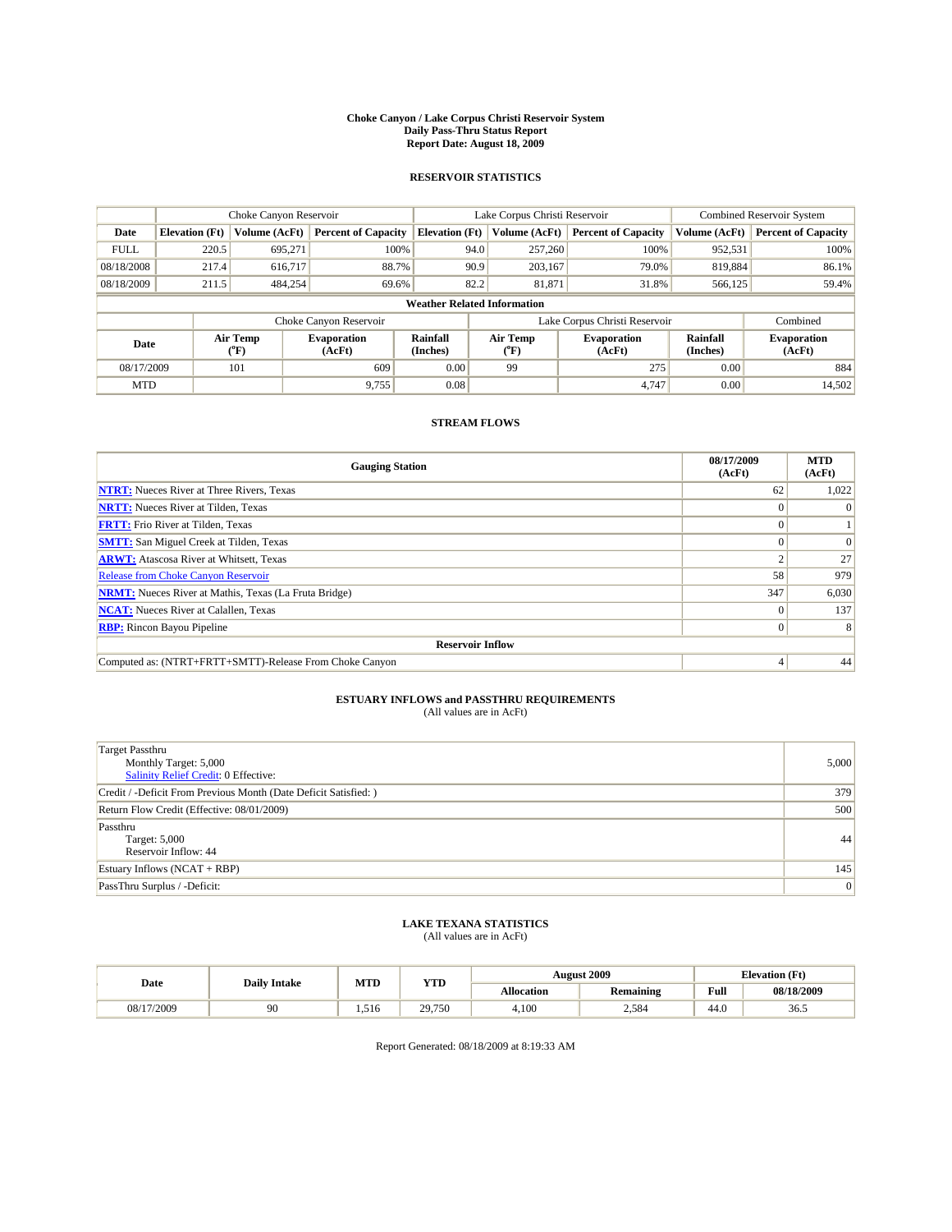# Choke Canyon / Lake Corpus Christi Reservoir System
## Daily Pass-Thru Status Report
## Report Date: August 18, 2009

### RESERVOIR STATISTICS

| | Choke Canyon Reservoir | | | Lake Corpus Christi Reservoir | | | Combined Reservoir System | |
|---|---|---|---|---|---|---|---|---|
| Date | Elevation (Ft) | Volume (AcFt) | Percent of Capacity | Elevation (Ft) | Volume (AcFt) | Percent of Capacity | Volume (AcFt) | Percent of Capacity |
| FULL | 220.5 | 695,271 | 100% | 94.0 | 257,260 | 100% | 952,531 | 100% |
| 08/18/2008 | 217.4 | 616,717 | 88.7% | 90.9 | 203,167 | 79.0% | 819,884 | 86.1% |
| 08/18/2009 | 211.5 | 484,254 | 69.6% | 82.2 | 81,871 | 31.8% | 566,125 | 59.4% |

**Weather Related Information**

| | Choke Canyon Reservoir | | | Lake Corpus Christi Reservoir | | | Combined |
|---|---|---|---|---|---|---|---|
| Date | Air Temp (°F) | Evaporation (AcFt) | Rainfall (Inches) | Air Temp (°F) | Evaporation (AcFt) | Rainfall (Inches) | Evaporation (AcFt) |
| 08/17/2009 | 101 | 609 | 0.00 | 99 | 275 | 0.00 | 884 |
| MTD | | 9,755 | 0.08 | | 4,747 | 0.00 | 14,502 |

### STREAM FLOWS

| Gauging Station | 08/17/2009 (AcFt) | MTD (AcFt) |
|---|---|---|
| NTRT: Nueces River at Three Rivers, Texas | 62 | 1,022 |
| NRTT: Nueces River at Tilden, Texas | 0 | 0 |
| FRTT: Frio River at Tilden, Texas | 0 | 1 |
| SMTT: San Miguel Creek at Tilden, Texas | 0 | 0 |
| ARWT: Atascosa River at Whitsett, Texas | 2 | 27 |
| Release from Choke Canyon Reservoir | 58 | 979 |
| NRMT: Nueces River at Mathis, Texas (La Fruta Bridge) | 347 | 6,030 |
| NCAT: Nueces River at Calallen, Texas | 0 | 137 |
| RBP: Rincon Bayou Pipeline | 0 | 8 |
| **Reservoir Inflow** | | |
| Computed as: (NTRT+FRTT+SMTT)-Release From Choke Canyon | 4 | 44 |

### ESTUARY INFLOWS and PASSTHRU REQUIREMENTS
(All values are in AcFt)

| Item | Value |
|---|---|
| Target Passthru<br>Monthly Target: 5,000<br>Salinity Relief Credit: 0 Effective: | 5,000 |
| Credit / -Deficit From Previous Month (Date Deficit Satisfied: ) | 379 |
| Return Flow Credit (Effective: 08/01/2009) | 500 |
| Passthru<br>Target: 5,000<br>Reservoir Inflow: 44 | 44 |
| Estuary Inflows (NCAT + RBP) | 145 |
| PassThru Surplus / -Deficit: | 0 |

### LAKE TEXANA STATISTICS
(All values are in AcFt)

| Date | Daily Intake | MTD | YTD | August 2009 | | Elevation (Ft) | |
|---|---|---|---|---|---|---|---|
| | | | | Allocation | Remaining | Full | 08/18/2009 |
| 08/17/2009 | 90 | 1,516 | 29,750 | 4,100 | 2,584 | 44.0 | 36.5 |

Report Generated: 08/18/2009 at 8:19:33 AM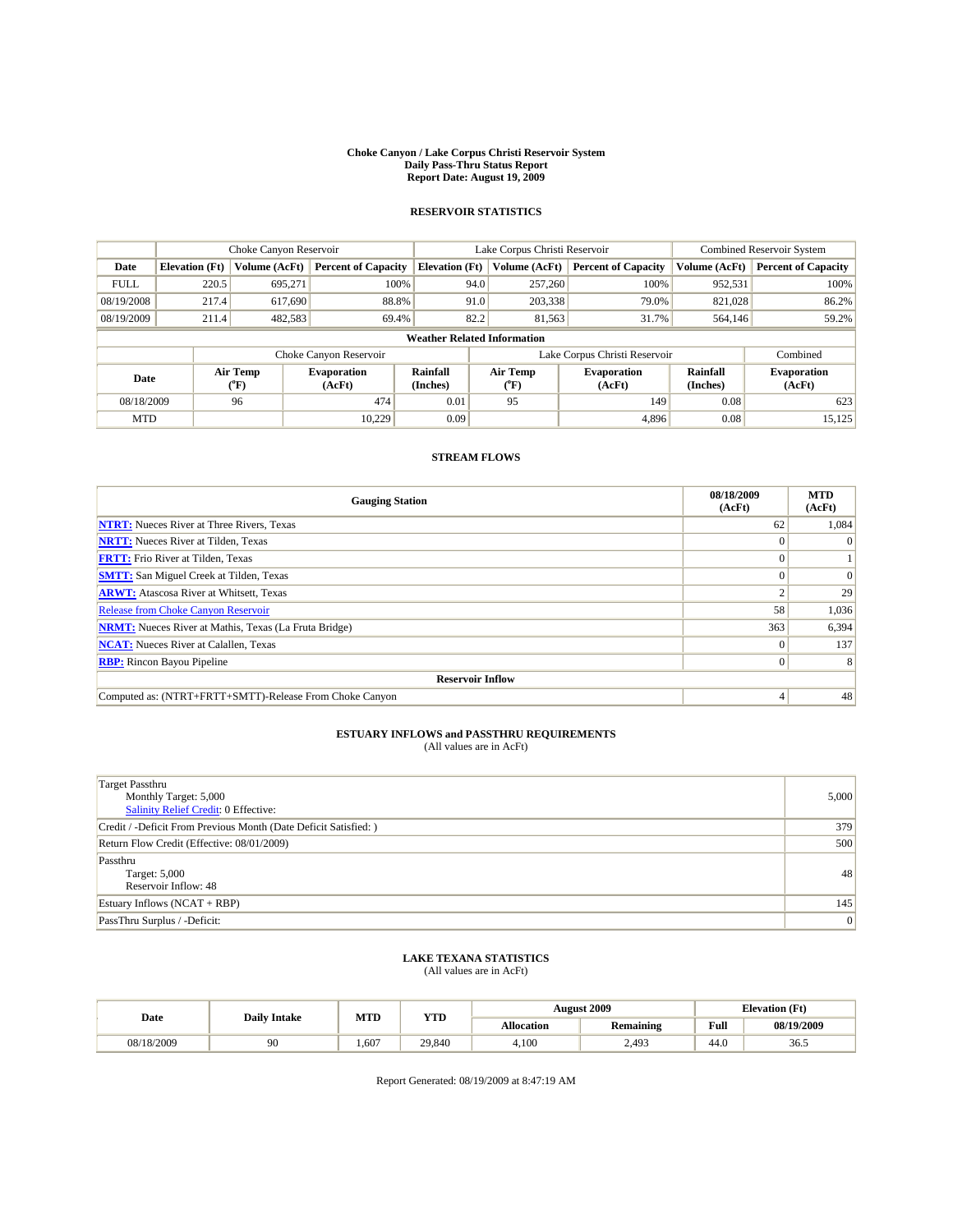# Choke Canyon / Lake Corpus Christi Reservoir System
## Daily Pass-Thru Status Report
### Report Date: August 19, 2009

## RESERVOIR STATISTICS

| | Choke Canyon Reservoir | | | Lake Corpus Christi Reservoir | | | Combined Reservoir System | |
|---|---|---|---|---|---|---|---|---|
| Date | Elevation (Ft) | Volume (AcFt) | Percent of Capacity | Elevation (Ft) | Volume (AcFt) | Percent of Capacity | Volume (AcFt) | Percent of Capacity |
| FULL | 220.5 | 695,271 | 100% | 94.0 | 257,260 | 100% | 952,531 | 100% |
| 08/19/2008 | 217.4 | 617,690 | 88.8% | 91.0 | 203,338 | 79.0% | 821,028 | 86.2% |
| 08/19/2009 | 211.4 | 482,583 | 69.4% | 82.2 | 81,563 | 31.7% | 564,146 | 59.2% |

**Weather Related Information**

| | Choke Canyon Reservoir | | | Lake Corpus Christi Reservoir | | | Combined |
|---|---|---|---|---|---|---|---|
| Date | Air Temp (°F) | Evaporation (AcFt) | Rainfall (Inches) | Air Temp (°F) | Evaporation (AcFt) | Rainfall (Inches) | Evaporation (AcFt) |
| 08/18/2009 | 96 | 474 | 0.01 | 95 | 149 | 0.08 | 623 |
| MTD | | 10,229 | 0.09 | | 4,896 | 0.08 | 15,125 |

## STREAM FLOWS

| Gauging Station | 08/18/2009 (AcFt) | MTD (AcFt) |
|---|---|---|
| NTRT: Nueces River at Three Rivers, Texas | 62 | 1,084 |
| NRTT: Nueces River at Tilden, Texas | 0 | 0 |
| FRTT: Frio River at Tilden, Texas | 0 | 1 |
| SMTT: San Miguel Creek at Tilden, Texas | 0 | 0 |
| ARWT: Atascosa River at Whitsett, Texas | 2 | 29 |
| Release from Choke Canyon Reservoir | 58 | 1,036 |
| NRMT: Nueces River at Mathis, Texas (La Fruta Bridge) | 363 | 6,394 |
| NCAT: Nueces River at Calallen, Texas | 0 | 137 |
| RBP: Rincon Bayou Pipeline | 0 | 8 |
| **Reservoir Inflow** | | |
| Computed as: (NTRT+FRTT+SMTT)-Release From Choke Canyon | 4 | 48 |

## ESTUARY INFLOWS and PASSTHRU REQUIREMENTS
(All values are in AcFt)

| | |
|---|---|
| Target Passthru<br>Monthly Target: 5,000<br>Salinity Relief Credit: 0 Effective: | 5,000 |
| Credit / -Deficit From Previous Month (Date Deficit Satisfied: ) | 379 |
| Return Flow Credit (Effective: 08/01/2009) | 500 |
| Passthru<br>Target: 5,000<br>Reservoir Inflow: 48 | 48 |
| Estuary Inflows (NCAT + RBP) | 145 |
| PassThru Surplus / -Deficit: | 0 |

## LAKE TEXANA STATISTICS
(All values are in AcFt)

| Date | Daily Intake | MTD | YTD | August 2009 | | Elevation (Ft) | |
|---|---|---|---|---|---|---|---|
| | | | | Allocation | Remaining | Full | 08/19/2009 |
| 08/18/2009 | 90 | 1,607 | 29,840 | 4,100 | 2,493 | 44.0 | 36.5 |

Report Generated: 08/19/2009 at 8:47:19 AM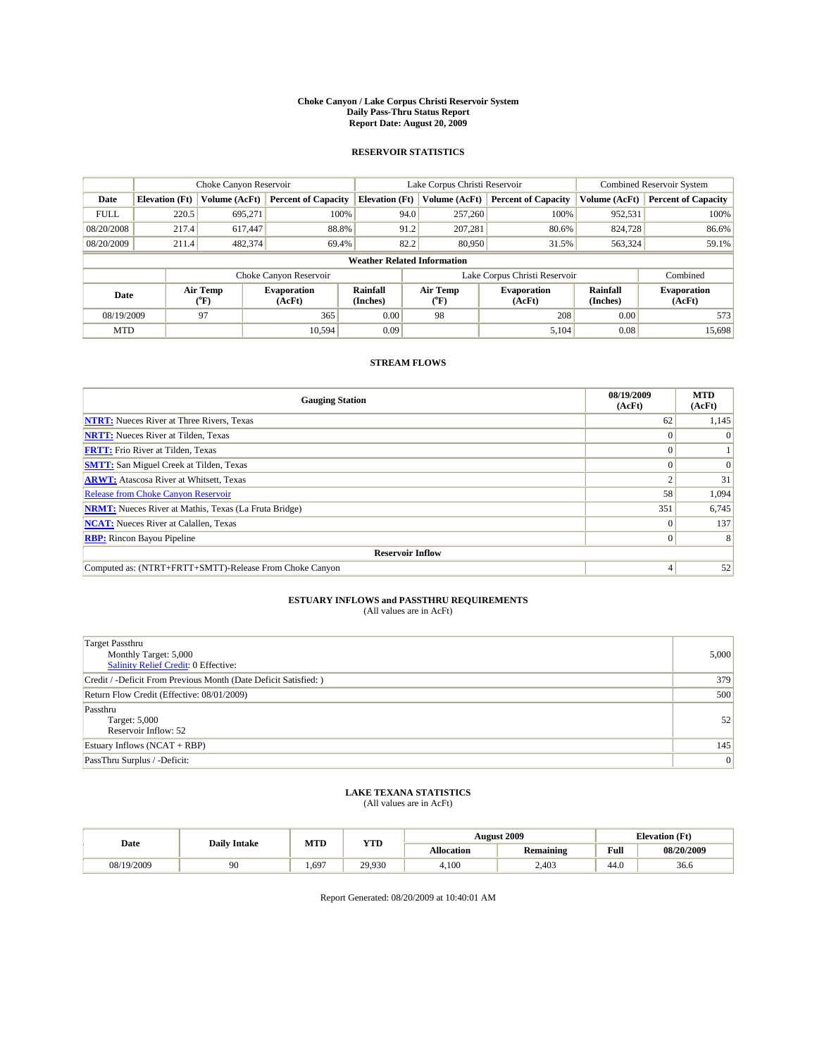# Choke Canyon / Lake Corpus Christi Reservoir System
## Daily Pass-Thru Status Report
### Report Date: August 20, 2009

## RESERVOIR STATISTICS

| | Choke Canyon Reservoir | | | Lake Corpus Christi Reservoir | | | Combined Reservoir System | |
|---|---|---|---|---|---|---|---|---|
| Date | Elevation (Ft) | Volume (AcFt) | Percent of Capacity | Elevation (Ft) | Volume (AcFt) | Percent of Capacity | Volume (AcFt) | Percent of Capacity |
| FULL | 220.5 | 695,271 | 100% | 94.0 | 257,260 | 100% | 952,531 | 100% |
| 08/20/2008 | 217.4 | 617,447 | 88.8% | 91.2 | 207,281 | 80.6% | 824,728 | 86.6% |
| 08/20/2009 | 211.4 | 482,374 | 69.4% | 82.2 | 80,950 | 31.5% | 563,324 | 59.1% |

**Weather Related Information**

| | Choke Canyon Reservoir | | | Lake Corpus Christi Reservoir | | | Combined |
|---|---|---|---|---|---|---|---|
| Date | Air Temp (°F) | Evaporation (AcFt) | Rainfall (Inches) | Air Temp (°F) | Evaporation (AcFt) | Rainfall (Inches) | Evaporation (AcFt) |
| 08/19/2009 | 97 | 365 | 0.00 | 98 | 208 | 0.00 | 573 |
| MTD | | 10,594 | 0.09 | | 5,104 | 0.08 | 15,698 |

## STREAM FLOWS

| Gauging Station | 08/19/2009 (AcFt) | MTD (AcFt) |
|---|---|---|
| **NTRT:** Nueces River at Three Rivers, Texas | 62 | 1,145 |
| **NRTT:** Nueces River at Tilden, Texas | 0 | 0 |
| **FRTT:** Frio River at Tilden, Texas | 0 | 1 |
| **SMTT:** San Miguel Creek at Tilden, Texas | 0 | 0 |
| **ARWT:** Atascosa River at Whitsett, Texas | 2 | 31 |
| Release from Choke Canyon Reservoir | 58 | 1,094 |
| **NRMT:** Nueces River at Mathis, Texas (La Fruta Bridge) | 351 | 6,745 |
| **NCAT:** Nueces River at Calallen, Texas | 0 | 137 |
| **RBP:** Rincon Bayou Pipeline | 0 | 8 |
| **Reservoir Inflow** | | |
| Computed as: (NTRT+FRTT+SMTT)-Release From Choke Canyon | 4 | 52 |

## ESTUARY INFLOWS and PASSTHRU REQUIREMENTS
(All values are in AcFt)

| | |
|---|---|
| Target Passthru<br>Monthly Target: 5,000<br>Salinity Relief Credit: 0 Effective: | 5,000 |
| Credit / -Deficit From Previous Month (Date Deficit Satisfied: ) | 379 |
| Return Flow Credit (Effective: 08/01/2009) | 500 |
| Passthru<br>Target: 5,000<br>Reservoir Inflow: 52 | 52 |
| Estuary Inflows (NCAT + RBP) | 145 |
| PassThru Surplus / -Deficit: | 0 |

## LAKE TEXANA STATISTICS
(All values are in AcFt)

| Date | Daily Intake | MTD | YTD | August 2009 | | Elevation (Ft) | |
|---|---|---|---|---|---|---|---|
| | | | | Allocation | Remaining | Full | 08/20/2009 |
| 08/19/2009 | 90 | 1,697 | 29,930 | 4,100 | 2,403 | 44.0 | 36.6 |

Report Generated: 08/20/2009 at 10:40:01 AM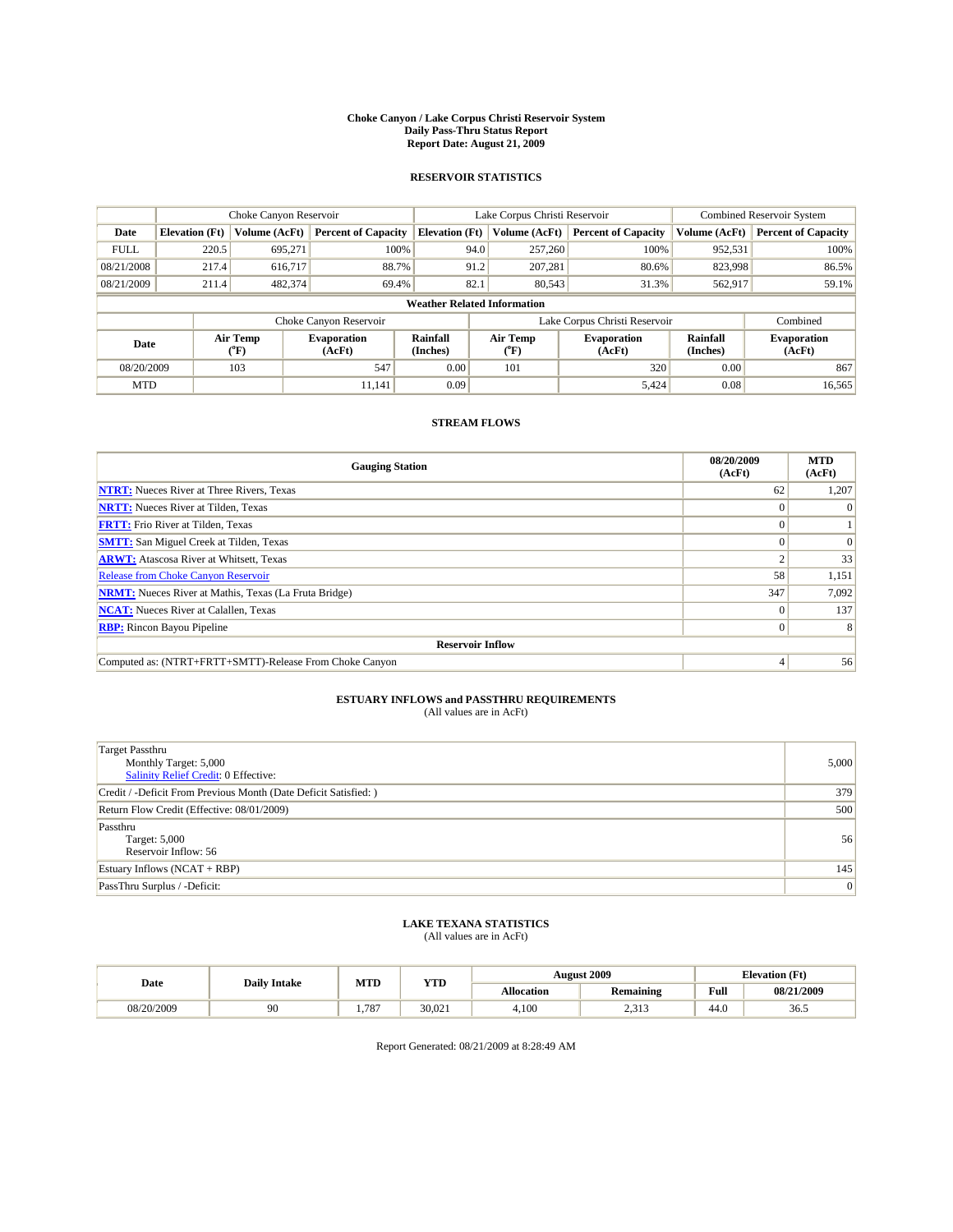# Choke Canyon / Lake Corpus Christi Reservoir System
## Daily Pass-Thru Status Report
## Report Date: August 21, 2009

### RESERVOIR STATISTICS

| | Choke Canyon Reservoir | | | Lake Corpus Christi Reservoir | | | Combined Reservoir System | |
|---|---|---|---|---|---|---|---|---|
| Date | Elevation (Ft) | Volume (AcFt) | Percent of Capacity | Elevation (Ft) | Volume (AcFt) | Percent of Capacity | Volume (AcFt) | Percent of Capacity |
| FULL | 220.5 | 695,271 | 100% | 94.0 | 257,260 | 100% | 952,531 | 100% |
| 08/21/2008 | 217.4 | 616,717 | 88.7% | 91.2 | 207,281 | 80.6% | 823,998 | 86.5% |
| 08/21/2009 | 211.4 | 482,374 | 69.4% | 82.1 | 80,543 | 31.3% | 562,917 | 59.1% |

**Weather Related Information**

| | Choke Canyon Reservoir | | | Lake Corpus Christi Reservoir | | | Combined |
|---|---|---|---|---|---|---|---|
| Date | Air Temp (°F) | Evaporation (AcFt) | Rainfall (Inches) | Air Temp (°F) | Evaporation (AcFt) | Rainfall (Inches) | Evaporation (AcFt) |
| 08/20/2009 | 103 | 547 | 0.00 | 101 | 320 | 0.00 | 867 |
| MTD | | 11,141 | 0.09 | | 5,424 | 0.08 | 16,565 |

### STREAM FLOWS

| Gauging Station | 08/20/2009 (AcFt) | MTD (AcFt) |
|---|---|---|
| NTRT: Nueces River at Three Rivers, Texas | 62 | 1,207 |
| NRTT: Nueces River at Tilden, Texas | 0 | 0 |
| FRTT: Frio River at Tilden, Texas | 0 | 1 |
| SMTT: San Miguel Creek at Tilden, Texas | 0 | 0 |
| ARWT: Atascosa River at Whitsett, Texas | 2 | 33 |
| Release from Choke Canyon Reservoir | 58 | 1,151 |
| NRMT: Nueces River at Mathis, Texas (La Fruta Bridge) | 347 | 7,092 |
| NCAT: Nueces River at Calallen, Texas | 0 | 137 |
| RBP: Rincon Bayou Pipeline | 0 | 8 |
| **Reservoir Inflow** | | |
| Computed as: (NTRT+FRTT+SMTT)-Release From Choke Canyon | 4 | 56 |

### ESTUARY INFLOWS and PASSTHRU REQUIREMENTS
(All values are in AcFt)

| | |
|---|---|
| Target Passthru<br>Monthly Target: 5,000<br>Salinity Relief Credit: 0 Effective: | 5,000 |
| Credit / -Deficit From Previous Month (Date Deficit Satisfied: ) | 379 |
| Return Flow Credit (Effective: 08/01/2009) | 500 |
| Passthru<br>Target: 5,000<br>Reservoir Inflow: 56 | 56 |
| Estuary Inflows (NCAT + RBP) | 145 |
| PassThru Surplus / -Deficit: | 0 |

### LAKE TEXANA STATISTICS
(All values are in AcFt)

| Date | Daily Intake | MTD | YTD | August 2009 | | Elevation (Ft) | |
|---|---|---|---|---|---|---|---|
| | | | | Allocation | Remaining | Full | 08/21/2009 |
| 08/20/2009 | 90 | 1,787 | 30,021 | 4,100 | 2,313 | 44.0 | 36.5 |

Report Generated: 08/21/2009 at 8:28:49 AM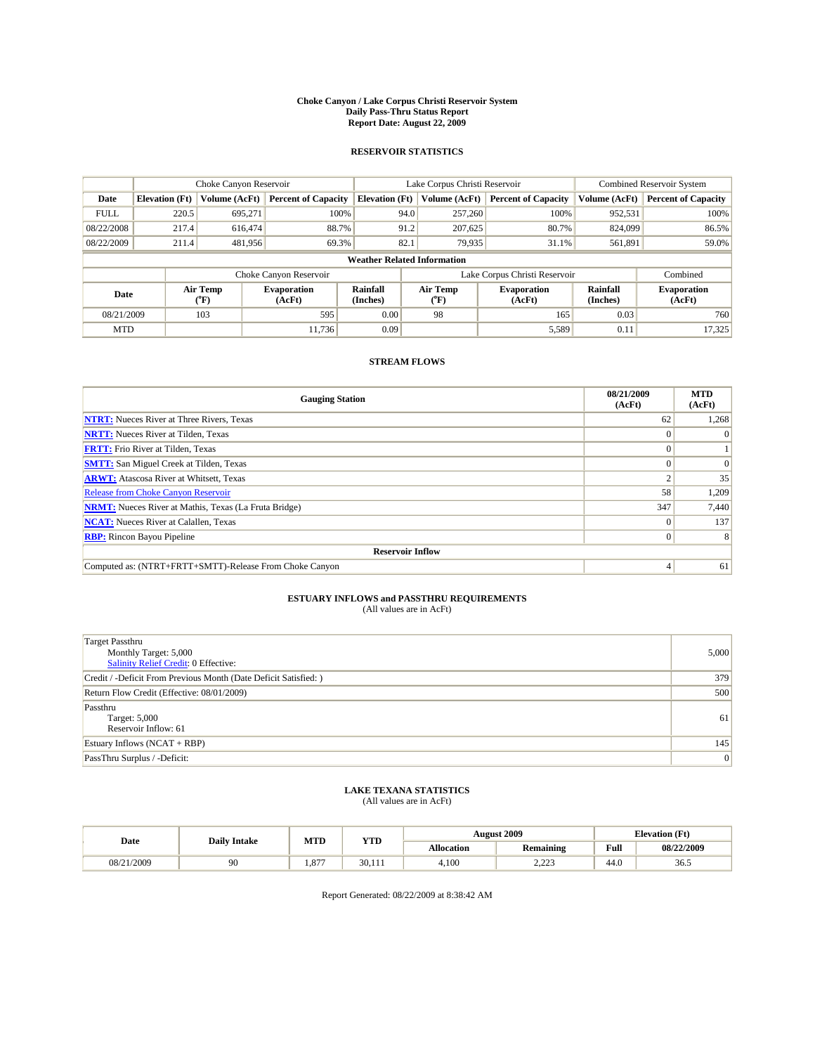# Choke Canyon / Lake Corpus Christi Reservoir System
## Daily Pass-Thru Status Report
## Report Date: August 22, 2009

### RESERVOIR STATISTICS

| | Choke Canyon Reservoir | | | Lake Corpus Christi Reservoir | | | Combined Reservoir System | |
|---|---|---|---|---|---|---|---|---|
| Date | Elevation (Ft) | Volume (AcFt) | Percent of Capacity | Elevation (Ft) | Volume (AcFt) | Percent of Capacity | Volume (AcFt) | Percent of Capacity |
| FULL | 220.5 | 695,271 | 100% | 94.0 | 257,260 | 100% | 952,531 | 100% |
| 08/22/2008 | 217.4 | 616,474 | 88.7% | 91.2 | 207,625 | 80.7% | 824,099 | 86.5% |
| 08/22/2009 | 211.4 | 481,956 | 69.3% | 82.1 | 79,935 | 31.1% | 561,891 | 59.0% |

**Weather Related Information**

| | Choke Canyon Reservoir | | | Lake Corpus Christi Reservoir | | | Combined |
|---|---|---|---|---|---|---|---|
| Date | Air Temp (°F) | Evaporation (AcFt) | Rainfall (Inches) | Air Temp (°F) | Evaporation (AcFt) | Rainfall (Inches) | Evaporation (AcFt) |
| 08/21/2009 | 103 | 595 | 0.00 | 98 | 165 | 0.03 | 760 |
| MTD | | 11,736 | 0.09 | | 5,589 | 0.11 | 17,325 |

### STREAM FLOWS

| Gauging Station | 08/21/2009 (AcFt) | MTD (AcFt) |
|---|---|---|
| NTRT: Nueces River at Three Rivers, Texas | 62 | 1,268 |
| NRTT: Nueces River at Tilden, Texas | 0 | 0 |
| FRTT: Frio River at Tilden, Texas | 0 | 1 |
| SMTT: San Miguel Creek at Tilden, Texas | 0 | 0 |
| ARWT: Atascosa River at Whitsett, Texas | 2 | 35 |
| Release from Choke Canyon Reservoir | 58 | 1,209 |
| NRMT: Nueces River at Mathis, Texas (La Fruta Bridge) | 347 | 7,440 |
| NCAT: Nueces River at Calallen, Texas | 0 | 137 |
| RBP: Rincon Bayou Pipeline | 0 | 8 |
| **Reservoir Inflow** | | |
| Computed as: (NTRT+FRTT+SMTT)-Release From Choke Canyon | 4 | 61 |

### ESTUARY INFLOWS and PASSTHRU REQUIREMENTS
(All values are in AcFt)

| | |
|---|---|
| Target Passthru<br>Monthly Target: 5,000<br>Salinity Relief Credit: 0 Effective: | 5,000 |
| Credit / -Deficit From Previous Month (Date Deficit Satisfied: ) | 379 |
| Return Flow Credit (Effective: 08/01/2009) | 500 |
| Passthru<br>Target: 5,000<br>Reservoir Inflow: 61 | 61 |
| Estuary Inflows (NCAT + RBP) | 145 |
| PassThru Surplus / -Deficit: | 0 |

### LAKE TEXANA STATISTICS
(All values are in AcFt)

| Date | Daily Intake | MTD | YTD | August 2009 | | Elevation (Ft) | |
|---|---|---|---|---|---|---|---|
| | | | | Allocation | Remaining | Full | 08/22/2009 |
| 08/21/2009 | 90 | 1,877 | 30,111 | 4,100 | 2,223 | 44.0 | 36.5 |

Report Generated: 08/22/2009 at 8:38:42 AM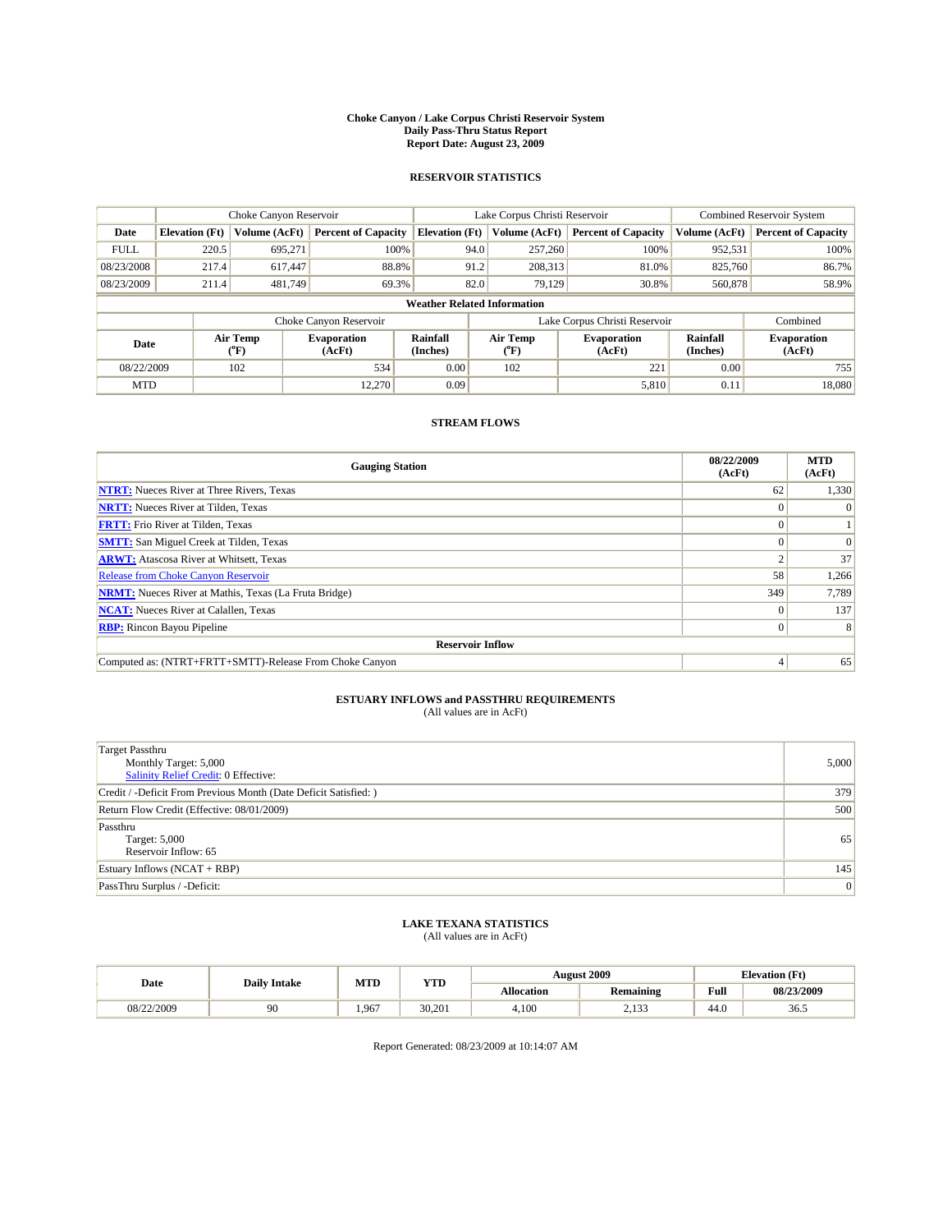# Choke Canyon / Lake Corpus Christi Reservoir System
## Daily Pass-Thru Status Report
## Report Date: August 23, 2009

### RESERVOIR STATISTICS

| | Choke Canyon Reservoir | | | Lake Corpus Christi Reservoir | | | Combined Reservoir System | |
|---|---|---|---|---|---|---|---|---|
| Date | Elevation (Ft) | Volume (AcFt) | Percent of Capacity | Elevation (Ft) | Volume (AcFt) | Percent of Capacity | Volume (AcFt) | Percent of Capacity |
| FULL | 220.5 | 695,271 | 100% | 94.0 | 257,260 | 100% | 952,531 | 100% |
| 08/23/2008 | 217.4 | 617,447 | 88.8% | 91.2 | 208,313 | 81.0% | 825,760 | 86.7% |
| 08/23/2009 | 211.4 | 481,749 | 69.3% | 82.0 | 79,129 | 30.8% | 560,878 | 58.9% |

**Weather Related Information**

| | Choke Canyon Reservoir | | | Lake Corpus Christi Reservoir | | | Combined |
|---|---|---|---|---|---|---|---|
| Date | Air Temp (°F) | Evaporation (AcFt) | Rainfall (Inches) | Air Temp (°F) | Evaporation (AcFt) | Rainfall (Inches) | Evaporation (AcFt) |
| 08/22/2009 | 102 | 534 | 0.00 | 102 | 221 | 0.00 | 755 |
| MTD | | 12,270 | 0.09 | | 5,810 | 0.11 | 18,080 |

### STREAM FLOWS

| Gauging Station | 08/22/2009 (AcFt) | MTD (AcFt) |
|---|---|---|
| NTRT: Nueces River at Three Rivers, Texas | 62 | 1,330 |
| NRTT: Nueces River at Tilden, Texas | 0 | 0 |
| FRTT: Frio River at Tilden, Texas | 0 | 1 |
| SMTT: San Miguel Creek at Tilden, Texas | 0 | 0 |
| ARWT: Atascosa River at Whitsett, Texas | 2 | 37 |
| Release from Choke Canyon Reservoir | 58 | 1,266 |
| NRMT: Nueces River at Mathis, Texas (La Fruta Bridge) | 349 | 7,789 |
| NCAT: Nueces River at Calallen, Texas | 0 | 137 |
| RBP: Rincon Bayou Pipeline | 0 | 8 |
| **Reservoir Inflow** | | |
| Computed as: (NTRT+FRTT+SMTT)-Release From Choke Canyon | 4 | 65 |

### ESTUARY INFLOWS and PASSTHRU REQUIREMENTS
(All values are in AcFt)

| | |
|---|---|
| Target Passthru<br>Monthly Target: 5,000<br>Salinity Relief Credit: 0 Effective: | 5,000 |
| Credit / -Deficit From Previous Month (Date Deficit Satisfied: ) | 379 |
| Return Flow Credit (Effective: 08/01/2009) | 500 |
| Passthru<br>Target: 5,000<br>Reservoir Inflow: 65 | 65 |
| Estuary Inflows (NCAT + RBP) | 145 |
| PassThru Surplus / -Deficit: | 0 |

### LAKE TEXANA STATISTICS
(All values are in AcFt)

| Date | Daily Intake | MTD | YTD | August 2009 | | Elevation (Ft) | |
|---|---|---|---|---|---|---|---|
| | | | | Allocation | Remaining | Full | 08/23/2009 |
| 08/22/2009 | 90 | 1,967 | 30,201 | 4,100 | 2,133 | 44.0 | 36.5 |

Report Generated: 08/23/2009 at 10:14:07 AM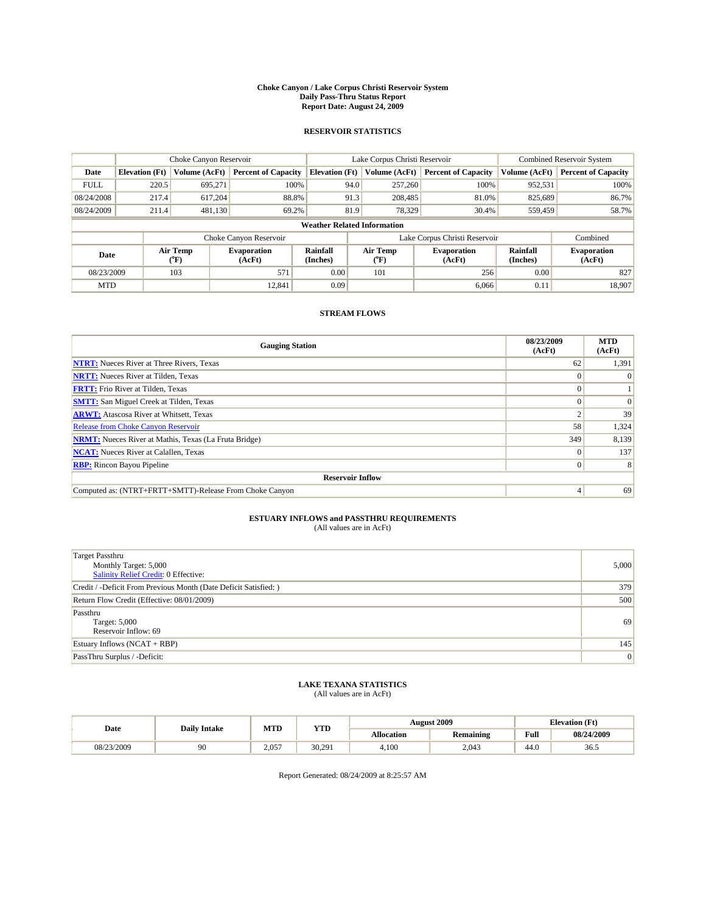# Choke Canyon / Lake Corpus Christi Reservoir System
## Daily Pass-Thru Status Report
## Report Date: August 24, 2009

### RESERVOIR STATISTICS

| | Choke Canyon Reservoir | | | Lake Corpus Christi Reservoir | | | Combined Reservoir System | |
|---|---|---|---|---|---|---|---|---|
| Date | Elevation (Ft) | Volume (AcFt) | Percent of Capacity | Elevation (Ft) | Volume (AcFt) | Percent of Capacity | Volume (AcFt) | Percent of Capacity |
| FULL | 220.5 | 695,271 | 100% | 94.0 | 257,260 | 100% | 952,531 | 100% |
| 08/24/2008 | 217.4 | 617,204 | 88.8% | 91.3 | 208,485 | 81.0% | 825,689 | 86.7% |
| 08/24/2009 | 211.4 | 481,130 | 69.2% | 81.9 | 78,329 | 30.4% | 559,459 | 58.7% |

**Weather Related Information**

| | Choke Canyon Reservoir | | | Lake Corpus Christi Reservoir | | | Combined |
|---|---|---|---|---|---|---|---|
| Date | Air Temp (°F) | Evaporation (AcFt) | Rainfall (Inches) | Air Temp (°F) | Evaporation (AcFt) | Rainfall (Inches) | Evaporation (AcFt) |
| 08/23/2009 | 103 | 571 | 0.00 | 101 | 256 | 0.00 | 827 |
| MTD | | 12,841 | 0.09 | | 6,066 | 0.11 | 18,907 |

### STREAM FLOWS

| Gauging Station | 08/23/2009 (AcFt) | MTD (AcFt) |
|---|---|---|
| **NTRT:** Nueces River at Three Rivers, Texas | 62 | 1,391 |
| **NRTT:** Nueces River at Tilden, Texas | 0 | 0 |
| **FRTT:** Frio River at Tilden, Texas | 0 | 1 |
| **SMTT:** San Miguel Creek at Tilden, Texas | 0 | 0 |
| **ARWT:** Atascosa River at Whitsett, Texas | 2 | 39 |
| Release from Choke Canyon Reservoir | 58 | 1,324 |
| **NRMT:** Nueces River at Mathis, Texas (La Fruta Bridge) | 349 | 8,139 |
| **NCAT:** Nueces River at Calallen, Texas | 0 | 137 |
| **RBP:** Rincon Bayou Pipeline | 0 | 8 |
| **Reservoir Inflow** | | |
| Computed as: (NTRT+FRTT+SMTT)-Release From Choke Canyon | 4 | 69 |

### ESTUARY INFLOWS and PASSTHRU REQUIREMENTS
(All values are in AcFt)

| | |
|---|---|
| Target Passthru<br>Monthly Target: 5,000<br>Salinity Relief Credit: 0 Effective: | 5,000 |
| Credit / -Deficit From Previous Month (Date Deficit Satisfied: ) | 379 |
| Return Flow Credit (Effective: 08/01/2009) | 500 |
| Passthru<br>Target: 5,000<br>Reservoir Inflow: 69 | 69 |
| Estuary Inflows (NCAT + RBP) | 145 |
| PassThru Surplus / -Deficit: | 0 |

### LAKE TEXANA STATISTICS
(All values are in AcFt)

| Date | Daily Intake | MTD | YTD | August 2009 | | Elevation (Ft) | |
|---|---|---|---|---|---|---|---|
| | | | | Allocation | Remaining | Full | 08/24/2009 |
| 08/23/2009 | 90 | 2,057 | 30,291 | 4,100 | 2,043 | 44.0 | 36.5 |

Report Generated: 08/24/2009 at 8:25:57 AM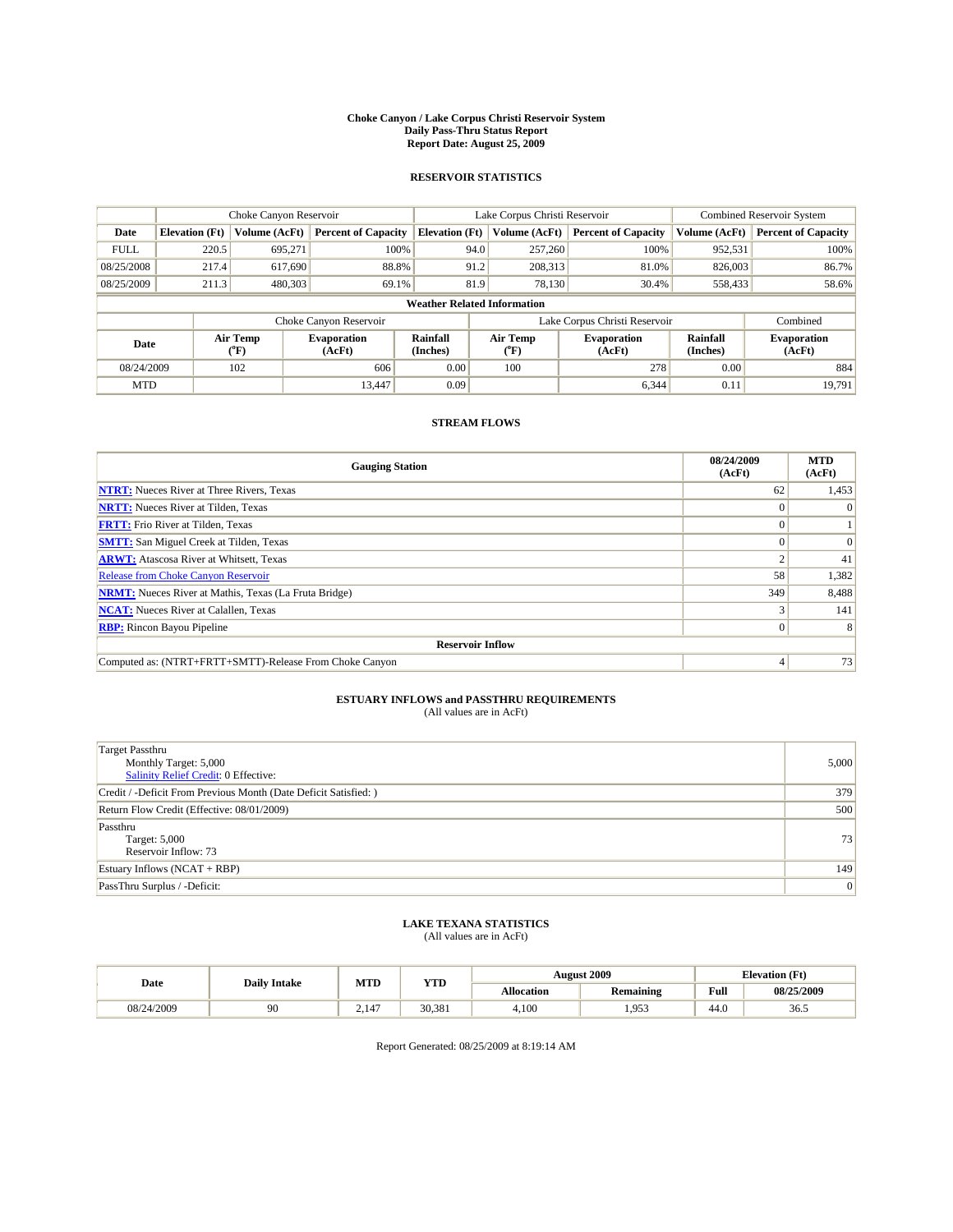# Choke Canyon / Lake Corpus Christi Reservoir System
## Daily Pass-Thru Status Report
## Report Date: August 25, 2009

### RESERVOIR STATISTICS

| | Choke Canyon Reservoir | | | Lake Corpus Christi Reservoir | | | Combined Reservoir System | |
|---|---|---|---|---|---|---|---|---|
| Date | Elevation (Ft) | Volume (AcFt) | Percent of Capacity | Elevation (Ft) | Volume (AcFt) | Percent of Capacity | Volume (AcFt) | Percent of Capacity |
| FULL | 220.5 | 695,271 | 100% | 94.0 | 257,260 | 100% | 952,531 | 100% |
| 08/25/2008 | 217.4 | 617,690 | 88.8% | 91.2 | 208,313 | 81.0% | 826,003 | 86.7% |
| 08/25/2009 | 211.3 | 480,303 | 69.1% | 81.9 | 78,130 | 30.4% | 558,433 | 58.6% |

**Weather Related Information**

| | Choke Canyon Reservoir | | | Lake Corpus Christi Reservoir | | | Combined |
|---|---|---|---|---|---|---|---|
| Date | Air Temp (°F) | Evaporation (AcFt) | Rainfall (Inches) | Air Temp (°F) | Evaporation (AcFt) | Rainfall (Inches) | Evaporation (AcFt) |
| 08/24/2009 | 102 | 606 | 0.00 | 100 | 278 | 0.00 | 884 |
| MTD | | 13,447 | 0.09 | | 6,344 | 0.11 | 19,791 |

### STREAM FLOWS

| Gauging Station | 08/24/2009 (AcFt) | MTD (AcFt) |
|---|---|---|
| NTRT: Nueces River at Three Rivers, Texas | 62 | 1,453 |
| NRTT: Nueces River at Tilden, Texas | 0 | 0 |
| FRTT: Frio River at Tilden, Texas | 0 | 1 |
| SMTT: San Miguel Creek at Tilden, Texas | 0 | 0 |
| ARWT: Atascosa River at Whitsett, Texas | 2 | 41 |
| Release from Choke Canyon Reservoir | 58 | 1,382 |
| NRMT: Nueces River at Mathis, Texas (La Fruta Bridge) | 349 | 8,488 |
| NCAT: Nueces River at Calallen, Texas | 3 | 141 |
| RBP: Rincon Bayou Pipeline | 0 | 8 |
| **Reservoir Inflow** | | |
| Computed as: (NTRT+FRTT+SMTT)-Release From Choke Canyon | 4 | 73 |

### ESTUARY INFLOWS and PASSTHRU REQUIREMENTS
(All values are in AcFt)

| | |
|---|---|
| Target Passthru<br>Monthly Target: 5,000<br>Salinity Relief Credit: 0 Effective: | 5,000 |
| Credit / -Deficit From Previous Month (Date Deficit Satisfied: ) | 379 |
| Return Flow Credit (Effective: 08/01/2009) | 500 |
| Passthru<br>Target: 5,000<br>Reservoir Inflow: 73 | 73 |
| Estuary Inflows (NCAT + RBP) | 149 |
| PassThru Surplus / -Deficit: | 0 |

### LAKE TEXANA STATISTICS
(All values are in AcFt)

| Date | Daily Intake | MTD | YTD | August 2009 | | Elevation (Ft) | |
|---|---|---|---|---|---|---|---|
| | | | | Allocation | Remaining | Full | 08/25/2009 |
| 08/24/2009 | 90 | 2,147 | 30,381 | 4,100 | 1,953 | 44.0 | 36.5 |

Report Generated: 08/25/2009 at 8:19:14 AM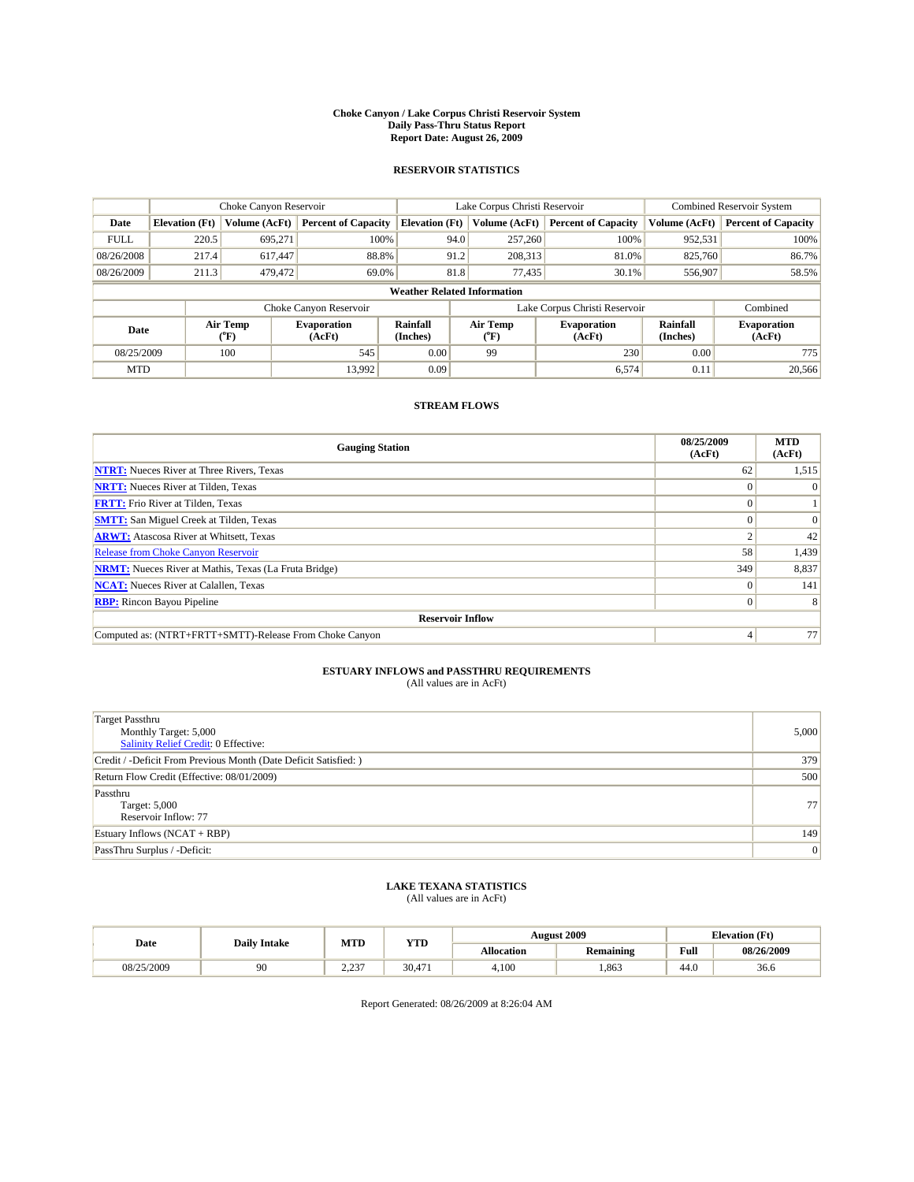**Choke Canyon / Lake Corpus Christi Reservoir System**
**Daily Pass-Thru Status Report**
**Report Date: August 26, 2009**

## RESERVOIR STATISTICS

| | Choke Canyon Reservoir | | | Lake Corpus Christi Reservoir | | | Combined Reservoir System | |
|---|---|---|---|---|---|---|---|---|
| **Date** | **Elevation (Ft)** | **Volume (AcFt)** | **Percent of Capacity** | **Elevation (Ft)** | **Volume (AcFt)** | **Percent of Capacity** | **Volume (AcFt)** | **Percent of Capacity** |
| FULL | 220.5 | 695,271 | 100% | 94.0 | 257,260 | 100% | 952,531 | 100% |
| 08/26/2008 | 217.4 | 617,447 | 88.8% | 91.2 | 208,313 | 81.0% | 825,760 | 86.7% |
| 08/26/2009 | 211.3 | 479,472 | 69.0% | 81.8 | 77,435 | 30.1% | 556,907 | 58.5% |

**Weather Related Information**

| | Choke Canyon Reservoir | | | Lake Corpus Christi Reservoir | | | Combined |
|---|---|---|---|---|---|---|---|
| **Date** | **Air Temp (°F)** | **Evaporation (AcFt)** | **Rainfall (Inches)** | **Air Temp (°F)** | **Evaporation (AcFt)** | **Rainfall (Inches)** | **Evaporation (AcFt)** |
| 08/25/2009 | 100 | 545 | 0.00 | 99 | 230 | 0.00 | 775 |
| MTD | | 13,992 | 0.09 | | 6,574 | 0.11 | 20,566 |

## STREAM FLOWS

| Gauging Station | 08/25/2009 (AcFt) | MTD (AcFt) |
|---|---|---|
| **NTRT:** Nueces River at Three Rivers, Texas | 62 | 1,515 |
| **NRTT:** Nueces River at Tilden, Texas | 0 | 0 |
| **FRTT:** Frio River at Tilden, Texas | 0 | 1 |
| **SMTT:** San Miguel Creek at Tilden, Texas | 0 | 0 |
| **ARWT:** Atascosa River at Whitsett, Texas | 2 | 42 |
| Release from Choke Canyon Reservoir | 58 | 1,439 |
| **NRMT:** Nueces River at Mathis, Texas (La Fruta Bridge) | 349 | 8,837 |
| **NCAT:** Nueces River at Calallen, Texas | 0 | 141 |
| **RBP:** Rincon Bayou Pipeline | 0 | 8 |
| **Reservoir Inflow** | | |
| Computed as: (NTRT+FRTT+SMTT)-Release From Choke Canyon | 4 | 77 |

## ESTUARY INFLOWS and PASSTHRU REQUIREMENTS
(All values are in AcFt)

| | |
|---|---|
| Target Passthru<br>Monthly Target: 5,000<br>Salinity Relief Credit: 0 Effective: | 5,000 |
| Credit / -Deficit From Previous Month (Date Deficit Satisfied: ) | 379 |
| Return Flow Credit (Effective: 08/01/2009) | 500 |
| Passthru<br>Target: 5,000<br>Reservoir Inflow: 77 | 77 |
| Estuary Inflows (NCAT + RBP) | 149 |
| PassThru Surplus / -Deficit: | 0 |

## LAKE TEXANA STATISTICS
(All values are in AcFt)

| Date | Daily Intake | MTD | YTD | August 2009 | | Elevation (Ft) | |
|---|---|---|---|---|---|---|---|
| | | | | **Allocation** | **Remaining** | **Full** | **08/26/2009** |
| 08/25/2009 | 90 | 2,237 | 30,471 | 4,100 | 1,863 | 44.0 | 36.6 |

Report Generated: 08/26/2009 at 8:26:04 AM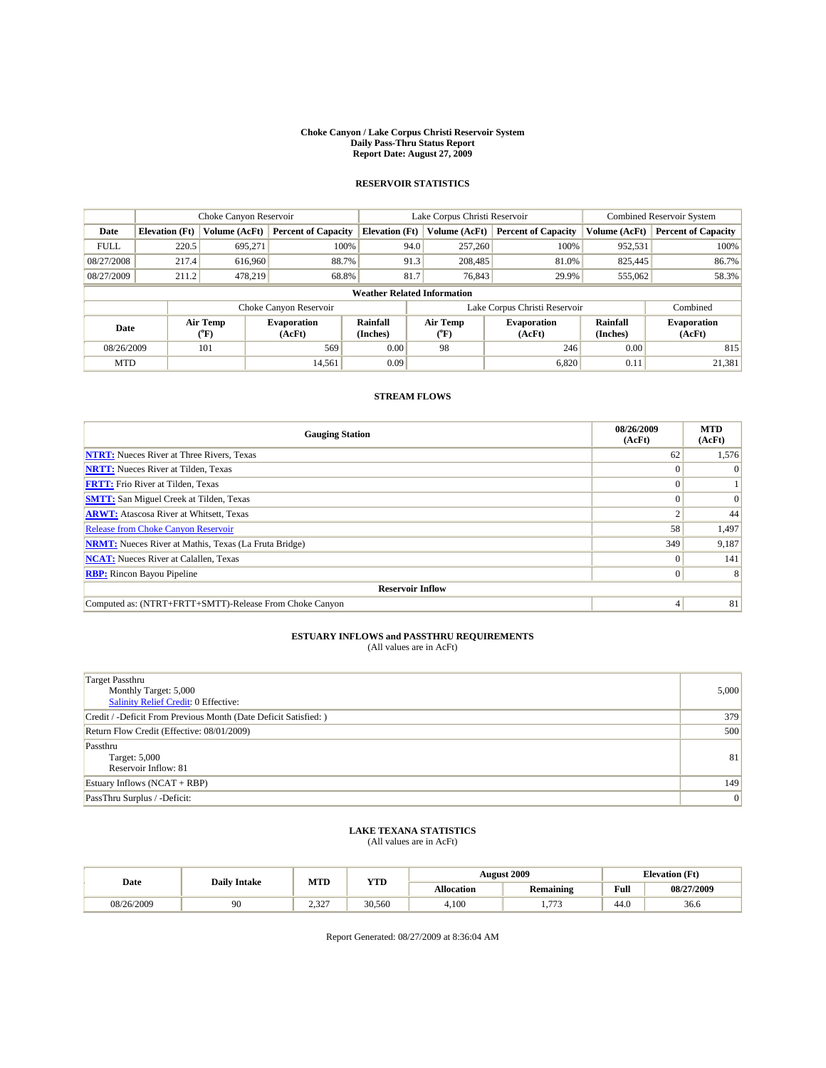# Choke Canyon / Lake Corpus Christi Reservoir System
## Daily Pass-Thru Status Report
## Report Date: August 27, 2009

### RESERVOIR STATISTICS

| | Choke Canyon Reservoir | | | Lake Corpus Christi Reservoir | | | Combined Reservoir System | |
|---|---|---|---|---|---|---|---|---|
| Date | Elevation (Ft) | Volume (AcFt) | Percent of Capacity | Elevation (Ft) | Volume (AcFt) | Percent of Capacity | Volume (AcFt) | Percent of Capacity |
| FULL | 220.5 | 695,271 | 100% | 94.0 | 257,260 | 100% | 952,531 | 100% |
| 08/27/2008 | 217.4 | 616,960 | 88.7% | 91.3 | 208,485 | 81.0% | 825,445 | 86.7% |
| 08/27/2009 | 211.2 | 478,219 | 68.8% | 81.7 | 76,843 | 29.9% | 555,062 | 58.3% |

**Weather Related Information**

| | Choke Canyon Reservoir | | | Lake Corpus Christi Reservoir | | | Combined |
|---|---|---|---|---|---|---|---|
| Date | Air Temp (°F) | Evaporation (AcFt) | Rainfall (Inches) | Air Temp (°F) | Evaporation (AcFt) | Rainfall (Inches) | Evaporation (AcFt) |
| 08/26/2009 | 101 | 569 | 0.00 | 98 | 246 | 0.00 | 815 |
| MTD | | 14,561 | 0.09 | | 6,820 | 0.11 | 21,381 |

### STREAM FLOWS

| Gauging Station | 08/26/2009 (AcFt) | MTD (AcFt) |
|---|---|---|
| NTRT: Nueces River at Three Rivers, Texas | 62 | 1,576 |
| NRTT: Nueces River at Tilden, Texas | 0 | 0 |
| FRTT: Frio River at Tilden, Texas | 0 | 1 |
| SMTT: San Miguel Creek at Tilden, Texas | 0 | 0 |
| ARWT: Atascosa River at Whitsett, Texas | 2 | 44 |
| Release from Choke Canyon Reservoir | 58 | 1,497 |
| NRMT: Nueces River at Mathis, Texas (La Fruta Bridge) | 349 | 9,187 |
| NCAT: Nueces River at Calallen, Texas | 0 | 141 |
| RBP: Rincon Bayou Pipeline | 0 | 8 |
| **Reservoir Inflow** | | |
| Computed as: (NTRT+FRTT+SMTT)-Release From Choke Canyon | 4 | 81 |

### ESTUARY INFLOWS and PASSTHRU REQUIREMENTS
(All values are in AcFt)

| | |
|---|---|
| Target Passthru<br>Monthly Target: 5,000<br>Salinity Relief Credit: 0 Effective: | 5,000 |
| Credit / -Deficit From Previous Month (Date Deficit Satisfied: ) | 379 |
| Return Flow Credit (Effective: 08/01/2009) | 500 |
| Passthru<br>Target: 5,000<br>Reservoir Inflow: 81 | 81 |
| Estuary Inflows (NCAT + RBP) | 149 |
| PassThru Surplus / -Deficit: | 0 |

### LAKE TEXANA STATISTICS
(All values are in AcFt)

| Date | Daily Intake | MTD | YTD | August 2009 | | Elevation (Ft) | |
|---|---|---|---|---|---|---|---|
| | | | | Allocation | Remaining | Full | 08/27/2009 |
| 08/26/2009 | 90 | 2,327 | 30,560 | 4,100 | 1,773 | 44.0 | 36.6 |

Report Generated: 08/27/2009 at 8:36:04 AM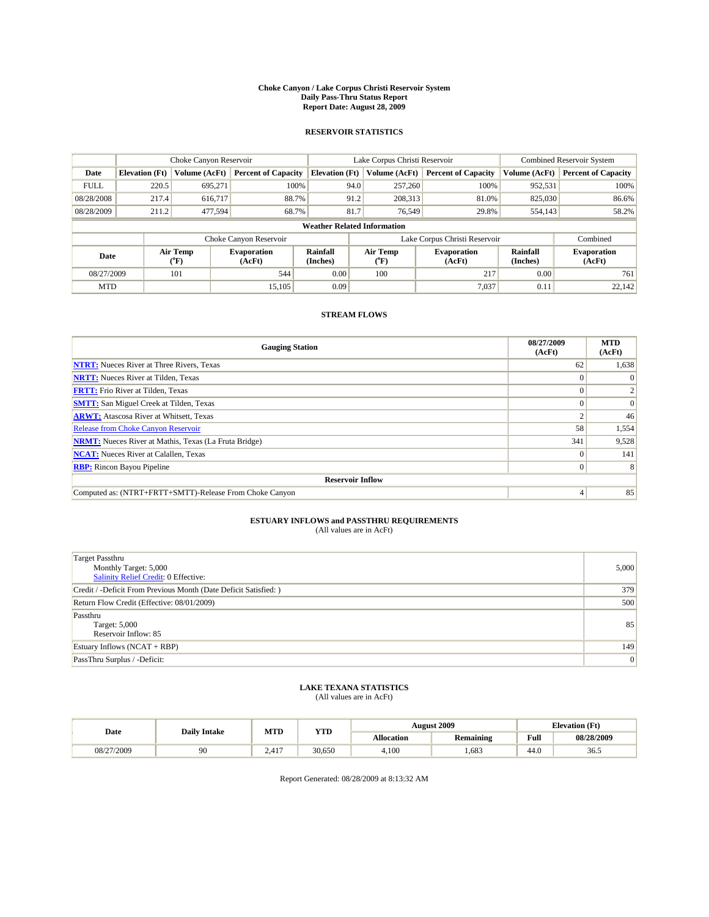# Choke Canyon / Lake Corpus Christi Reservoir System
## Daily Pass-Thru Status Report
## Report Date: August 28, 2009

### RESERVOIR STATISTICS

| | Choke Canyon Reservoir | | | Lake Corpus Christi Reservoir | | | Combined Reservoir System | |
|---|---|---|---|---|---|---|---|---|
| Date | Elevation (Ft) | Volume (AcFt) | Percent of Capacity | Elevation (Ft) | Volume (AcFt) | Percent of Capacity | Volume (AcFt) | Percent of Capacity |
| FULL | 220.5 | 695,271 | 100% | 94.0 | 257,260 | 100% | 952,531 | 100% |
| 08/28/2008 | 217.4 | 616,717 | 88.7% | 91.2 | 208,313 | 81.0% | 825,030 | 86.6% |
| 08/28/2009 | 211.2 | 477,594 | 68.7% | 81.7 | 76,549 | 29.8% | 554,143 | 58.2% |

**Weather Related Information**

| | Choke Canyon Reservoir | | | Lake Corpus Christi Reservoir | | | Combined |
|---|---|---|---|---|---|---|---|
| Date | Air Temp (°F) | Evaporation (AcFt) | Rainfall (Inches) | Air Temp (°F) | Evaporation (AcFt) | Rainfall (Inches) | Evaporation (AcFt) |
| 08/27/2009 | 101 | 544 | 0.00 | 100 | 217 | 0.00 | 761 |
| MTD | | 15,105 | 0.09 | | 7,037 | 0.11 | 22,142 |

### STREAM FLOWS

| Gauging Station | 08/27/2009 (AcFt) | MTD (AcFt) |
|---|---|---|
| NTRT: Nueces River at Three Rivers, Texas | 62 | 1,638 |
| NRTT: Nueces River at Tilden, Texas | 0 | 0 |
| FRTT: Frio River at Tilden, Texas | 0 | 2 |
| SMTT: San Miguel Creek at Tilden, Texas | 0 | 0 |
| ARWT: Atascosa River at Whitsett, Texas | 2 | 46 |
| Release from Choke Canyon Reservoir | 58 | 1,554 |
| NRMT: Nueces River at Mathis, Texas (La Fruta Bridge) | 341 | 9,528 |
| NCAT: Nueces River at Calallen, Texas | 0 | 141 |
| RBP: Rincon Bayou Pipeline | 0 | 8 |
| **Reservoir Inflow** | | |
| Computed as: (NTRT+FRTT+SMTT)-Release From Choke Canyon | 4 | 85 |

### ESTUARY INFLOWS and PASSTHRU REQUIREMENTS
(All values are in AcFt)

| | |
|---|---|
| Target Passthru<br>Monthly Target: 5,000<br>Salinity Relief Credit: 0 Effective: | 5,000 |
| Credit / -Deficit From Previous Month (Date Deficit Satisfied: ) | 379 |
| Return Flow Credit (Effective: 08/01/2009) | 500 |
| Passthru<br>Target: 5,000<br>Reservoir Inflow: 85 | 85 |
| Estuary Inflows (NCAT + RBP) | 149 |
| PassThru Surplus / -Deficit: | 0 |

### LAKE TEXANA STATISTICS
(All values are in AcFt)

| Date | Daily Intake | MTD | YTD | August 2009 | | Elevation (Ft) | |
|---|---|---|---|---|---|---|---|
| | | | | Allocation | Remaining | Full | 08/28/2009 |
| 08/27/2009 | 90 | 2,417 | 30,650 | 4,100 | 1,683 | 44.0 | 36.5 |

Report Generated: 08/28/2009 at 8:13:32 AM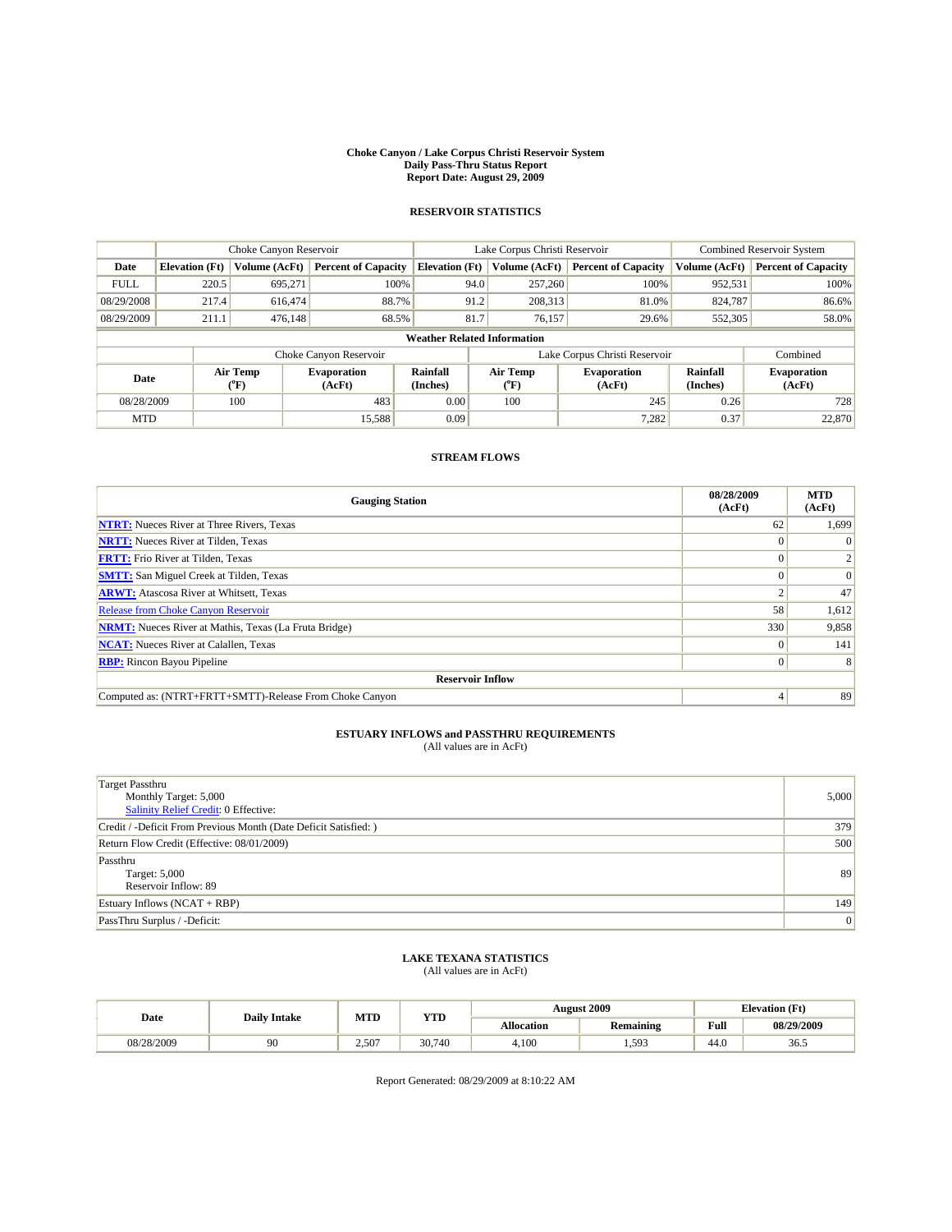# Choke Canyon / Lake Corpus Christi Reservoir System
## Daily Pass-Thru Status Report
## Report Date: August 29, 2009

### RESERVOIR STATISTICS

| | Choke Canyon Reservoir | | | Lake Corpus Christi Reservoir | | | Combined Reservoir System | |
|---|---|---|---|---|---|---|---|---|
| Date | Elevation (Ft) | Volume (AcFt) | Percent of Capacity | Elevation (Ft) | Volume (AcFt) | Percent of Capacity | Volume (AcFt) | Percent of Capacity |
| FULL | 220.5 | 695,271 | 100% | 94.0 | 257,260 | 100% | 952,531 | 100% |
| 08/29/2008 | 217.4 | 616,474 | 88.7% | 91.2 | 208,313 | 81.0% | 824,787 | 86.6% |
| 08/29/2009 | 211.1 | 476,148 | 68.5% | 81.7 | 76,157 | 29.6% | 552,305 | 58.0% |

**Weather Related Information**

| | Choke Canyon Reservoir | | | Lake Corpus Christi Reservoir | | | Combined |
|---|---|---|---|---|---|---|---|
| Date | Air Temp (°F) | Evaporation (AcFt) | Rainfall (Inches) | Air Temp (°F) | Evaporation (AcFt) | Rainfall (Inches) | Evaporation (AcFt) |
| 08/28/2009 | 100 | 483 | 0.00 | 100 | 245 | 0.26 | 728 |
| MTD | | 15,588 | 0.09 | | 7,282 | 0.37 | 22,870 |

### STREAM FLOWS

| Gauging Station | 08/28/2009 (AcFt) | MTD (AcFt) |
|---|---|---|
| NTRT: Nueces River at Three Rivers, Texas | 62 | 1,699 |
| NRTT: Nueces River at Tilden, Texas | 0 | 0 |
| FRTT: Frio River at Tilden, Texas | 0 | 2 |
| SMTT: San Miguel Creek at Tilden, Texas | 0 | 0 |
| ARWT: Atascosa River at Whitsett, Texas | 2 | 47 |
| Release from Choke Canyon Reservoir | 58 | 1,612 |
| NRMT: Nueces River at Mathis, Texas (La Fruta Bridge) | 330 | 9,858 |
| NCAT: Nueces River at Calallen, Texas | 0 | 141 |
| RBP: Rincon Bayou Pipeline | 0 | 8 |
| **Reservoir Inflow** | | |
| Computed as: (NTRT+FRTT+SMTT)-Release From Choke Canyon | 4 | 89 |

### ESTUARY INFLOWS and PASSTHRU REQUIREMENTS
(All values are in AcFt)

| | |
|---|---|
| Target Passthru<br>Monthly Target: 5,000<br>Salinity Relief Credit: 0 Effective: | 5,000 |
| Credit / -Deficit From Previous Month (Date Deficit Satisfied: ) | 379 |
| Return Flow Credit (Effective: 08/01/2009) | 500 |
| Passthru<br>Target: 5,000<br>Reservoir Inflow: 89 | 89 |
| Estuary Inflows (NCAT + RBP) | 149 |
| PassThru Surplus / -Deficit: | 0 |

### LAKE TEXANA STATISTICS
(All values are in AcFt)

| Date | Daily Intake | MTD | YTD | August 2009 | | Elevation (Ft) | |
|---|---|---|---|---|---|---|---|
| | | | | Allocation | Remaining | Full | 08/29/2009 |
| 08/28/2009 | 90 | 2,507 | 30,740 | 4,100 | 1,593 | 44.0 | 36.5 |

Report Generated: 08/29/2009 at 8:10:22 AM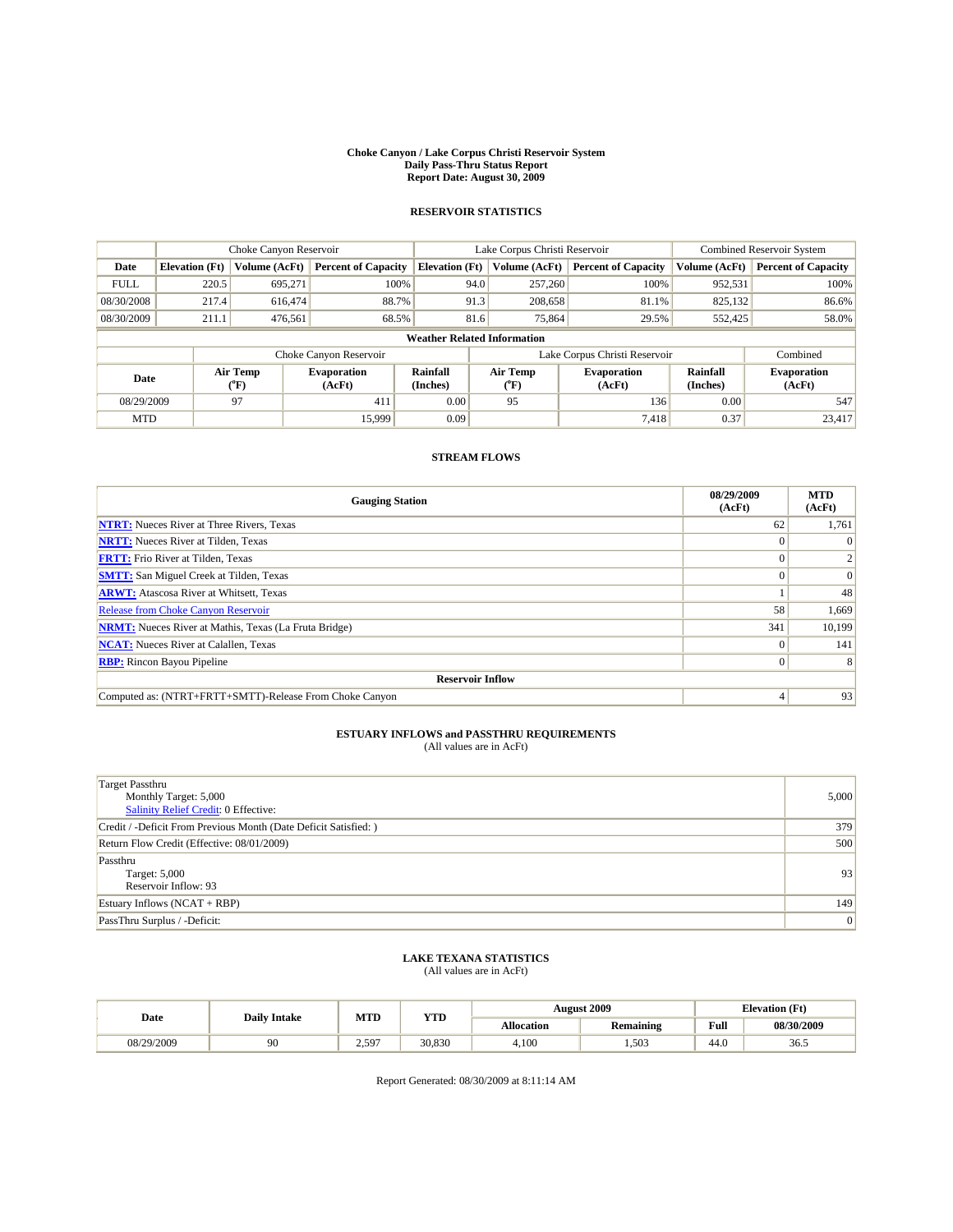# Choke Canyon / Lake Corpus Christi Reservoir System
## Daily Pass-Thru Status Report
## Report Date: August 30, 2009

### RESERVOIR STATISTICS

| | Choke Canyon Reservoir | | | Lake Corpus Christi Reservoir | | | Combined Reservoir System | |
|---|---|---|---|---|---|---|---|---|
| Date | Elevation (Ft) | Volume (AcFt) | Percent of Capacity | Elevation (Ft) | Volume (AcFt) | Percent of Capacity | Volume (AcFt) | Percent of Capacity |
| FULL | 220.5 | 695,271 | 100% | 94.0 | 257,260 | 100% | 952,531 | 100% |
| 08/30/2008 | 217.4 | 616,474 | 88.7% | 91.3 | 208,658 | 81.1% | 825,132 | 86.6% |
| 08/30/2009 | 211.1 | 476,561 | 68.5% | 81.6 | 75,864 | 29.5% | 552,425 | 58.0% |

**Weather Related Information**

| | Choke Canyon Reservoir | | | Lake Corpus Christi Reservoir | | | Combined |
|---|---|---|---|---|---|---|---|
| Date | Air Temp (°F) | Evaporation (AcFt) | Rainfall (Inches) | Air Temp (°F) | Evaporation (AcFt) | Rainfall (Inches) | Evaporation (AcFt) |
| 08/29/2009 | 97 | 411 | 0.00 | 95 | 136 | 0.00 | 547 |
| MTD | | 15,999 | 0.09 | | 7,418 | 0.37 | 23,417 |

### STREAM FLOWS

| Gauging Station | 08/29/2009 (AcFt) | MTD (AcFt) |
|---|---|---|
| NTRT: Nueces River at Three Rivers, Texas | 62 | 1,761 |
| NRTT: Nueces River at Tilden, Texas | 0 | 0 |
| FRTT: Frio River at Tilden, Texas | 0 | 2 |
| SMTT: San Miguel Creek at Tilden, Texas | 0 | 0 |
| ARWT: Atascosa River at Whitsett, Texas | 1 | 48 |
| Release from Choke Canyon Reservoir | 58 | 1,669 |
| NRMT: Nueces River at Mathis, Texas (La Fruta Bridge) | 341 | 10,199 |
| NCAT: Nueces River at Calallen, Texas | 0 | 141 |
| RBP: Rincon Bayou Pipeline | 0 | 8 |
| **Reservoir Inflow** | | |
| Computed as: (NTRT+FRTT+SMTT)-Release From Choke Canyon | 4 | 93 |

### ESTUARY INFLOWS and PASSTHRU REQUIREMENTS
(All values are in AcFt)

| | |
|---|---|
| Target Passthru<br>Monthly Target: 5,000<br>Salinity Relief Credit: 0 Effective: | 5,000 |
| Credit / -Deficit From Previous Month (Date Deficit Satisfied: ) | 379 |
| Return Flow Credit (Effective: 08/01/2009) | 500 |
| Passthru<br>Target: 5,000<br>Reservoir Inflow: 93 | 93 |
| Estuary Inflows (NCAT + RBP) | 149 |
| PassThru Surplus / -Deficit: | 0 |

### LAKE TEXANA STATISTICS
(All values are in AcFt)

| Date | Daily Intake | MTD | YTD | August 2009 | | Elevation (Ft) | |
|---|---|---|---|---|---|---|---|
| | | | | Allocation | Remaining | Full | 08/30/2009 |
| 08/29/2009 | 90 | 2,597 | 30,830 | 4,100 | 1,503 | 44.0 | 36.5 |

Report Generated: 08/30/2009 at 8:11:14 AM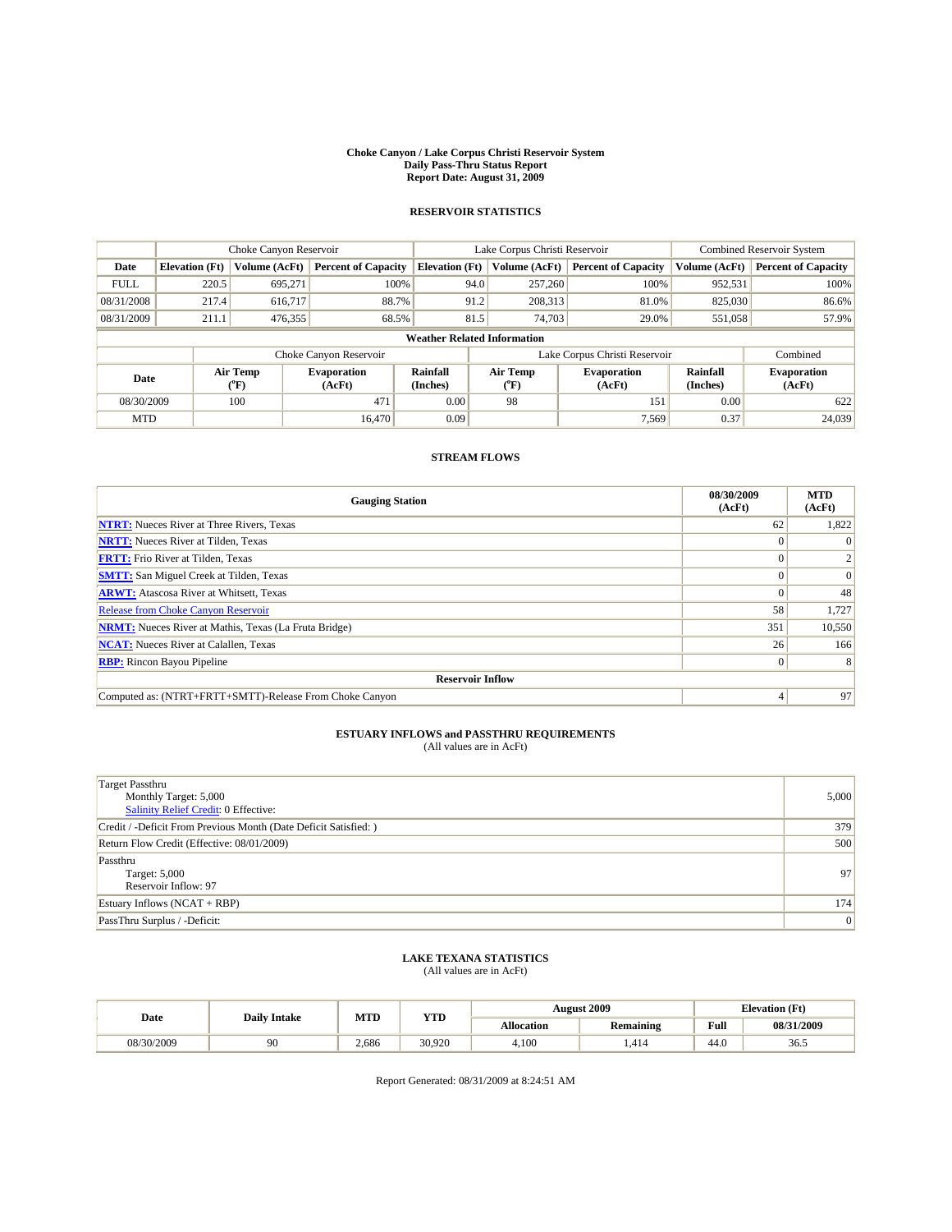**Choke Canyon / Lake Corpus Christi Reservoir System**
**Daily Pass-Thru Status Report**
**Report Date: August 31, 2009**

## RESERVOIR STATISTICS

| | Choke Canyon Reservoir | | | Lake Corpus Christi Reservoir | | | Combined Reservoir System | |
|---|---|---|---|---|---|---|---|---|
| **Date** | **Elevation (Ft)** | **Volume (AcFt)** | **Percent of Capacity** | **Elevation (Ft)** | **Volume (AcFt)** | **Percent of Capacity** | **Volume (AcFt)** | **Percent of Capacity** |
| FULL | 220.5 | 695,271 | 100% | 94.0 | 257,260 | 100% | 952,531 | 100% |
| 08/31/2008 | 217.4 | 616,717 | 88.7% | 91.2 | 208,313 | 81.0% | 825,030 | 86.6% |
| 08/31/2009 | 211.1 | 476,355 | 68.5% | 81.5 | 74,703 | 29.0% | 551,058 | 57.9% |

**Weather Related Information**

| | Choke Canyon Reservoir | | | Lake Corpus Christi Reservoir | | | Combined |
|---|---|---|---|---|---|---|---|
| **Date** | **Air Temp (°F)** | **Evaporation (AcFt)** | **Rainfall (Inches)** | **Air Temp (°F)** | **Evaporation (AcFt)** | **Rainfall (Inches)** | **Evaporation (AcFt)** |
| 08/30/2009 | 100 | 471 | 0.00 | 98 | 151 | 0.00 | 622 |
| MTD | | 16,470 | 0.09 | | 7,569 | 0.37 | 24,039 |

## STREAM FLOWS

| Gauging Station | 08/30/2009 (AcFt) | MTD (AcFt) |
|---|---|---|
| NTRT: Nueces River at Three Rivers, Texas | 62 | 1,822 |
| NRTT: Nueces River at Tilden, Texas | 0 | 0 |
| FRTT: Frio River at Tilden, Texas | 0 | 2 |
| SMTT: San Miguel Creek at Tilden, Texas | 0 | 0 |
| ARWT: Atascosa River at Whitsett, Texas | 0 | 48 |
| Release from Choke Canyon Reservoir | 58 | 1,727 |
| NRMT: Nueces River at Mathis, Texas (La Fruta Bridge) | 351 | 10,550 |
| NCAT: Nueces River at Calallen, Texas | 26 | 166 |
| RBP: Rincon Bayou Pipeline | 0 | 8 |
| **Reservoir Inflow** | | |
| Computed as: (NTRT+FRTT+SMTT)-Release From Choke Canyon | 4 | 97 |

## ESTUARY INFLOWS and PASSTHRU REQUIREMENTS
(All values are in AcFt)

| | |
|---|---|
| Target Passthru<br>Monthly Target: 5,000<br>Salinity Relief Credit: 0 Effective: | 5,000 |
| Credit / -Deficit From Previous Month (Date Deficit Satisfied: ) | 379 |
| Return Flow Credit (Effective: 08/01/2009) | 500 |
| Passthru<br>Target: 5,000<br>Reservoir Inflow: 97 | 97 |
| Estuary Inflows (NCAT + RBP) | 174 |
| PassThru Surplus / -Deficit: | 0 |

## LAKE TEXANA STATISTICS
(All values are in AcFt)

| Date | Daily Intake | MTD | YTD | August 2009 | | Elevation (Ft) | |
|---|---|---|---|---|---|---|---|
| | | | | Allocation | Remaining | Full | 08/31/2009 |
| 08/30/2009 | 90 | 2,686 | 30,920 | 4,100 | 1,414 | 44.0 | 36.5 |

Report Generated: 08/31/2009 at 8:24:51 AM